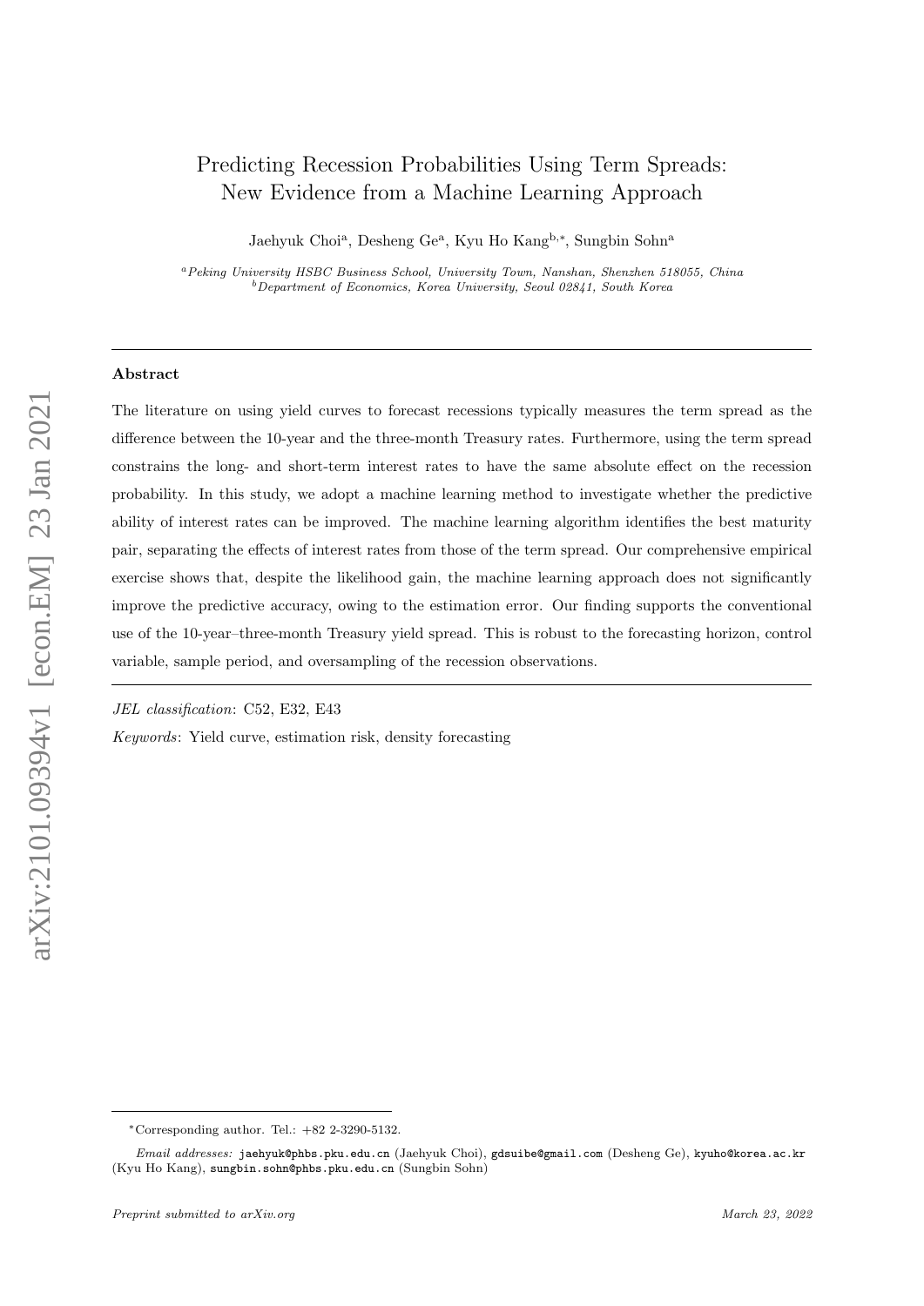# Predicting Recession Probabilities Using Term Spreads: New Evidence from a Machine Learning Approach

Jaehyuk Choi[a], Desheng Ge[a], Kyu Ho Kang[b,*], Sungbin Sohn[a]

[a] *Peking University HSBC Business School, University Town, Nanshan, Shenzhen 518055, China*
[b] *Department of Economics, Korea University, Seoul 02841, South Korea*

---

## Abstract

The literature on using yield curves to forecast recessions typically measures the term spread as the difference between the 10-year and the three-month Treasury rates. Furthermore, using the term spread constrains the long- and short-term interest rates to have the same absolute effect on the recession probability. In this study, we adopt a machine learning method to investigate whether the predictive ability of interest rates can be improved. The machine learning algorithm identifies the best maturity pair, separating the effects of interest rates from those of the term spread. Our comprehensive empirical exercise shows that, despite the likelihood gain, the machine learning approach does not significantly improve the predictive accuracy, owing to the estimation error. Our finding supports the conventional use of the 10-year–three-month Treasury yield spread. This is robust to the forecasting horizon, control variable, sample period, and oversampling of the recession observations.

---

*JEL classification*: C52, E32, E43

*Keywords*: Yield curve, estimation risk, density forecasting

---

*Corresponding author. Tel.: +82 2-3290-5132.

*Email addresses:* jaehyuk@phbs.pku.edu.cn (Jaehyuk Choi), gdsuibe@gmail.com (Desheng Ge), kyuho@korea.ac.kr (Kyu Ho Kang), sungbin.sohn@phbs.pku.edu.cn (Sungbin Sohn)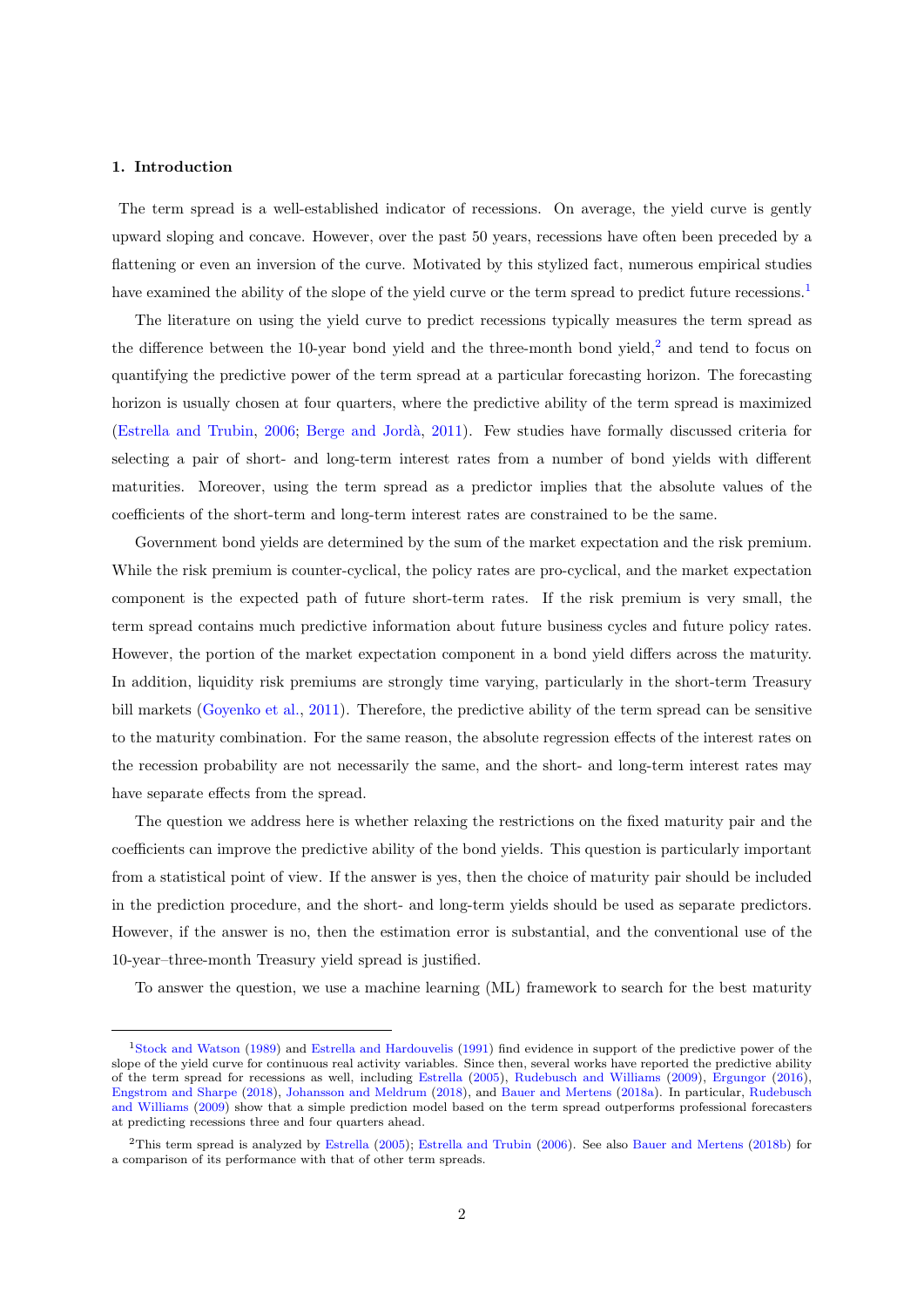## 1. Introduction

The term spread is a well-established indicator of recessions. On average, the yield curve is gently upward sloping and concave. However, over the past 50 years, recessions have often been preceded by a flattening or even an inversion of the curve. Motivated by this stylized fact, numerous empirical studies have examined the ability of the slope of the yield curve or the term spread to predict future recessions.[1]

The literature on using the yield curve to predict recessions typically measures the term spread as the difference between the 10-year bond yield and the three-month bond yield,[2] and tend to focus on quantifying the predictive power of the term spread at a particular forecasting horizon. The forecasting horizon is usually chosen at four quarters, where the predictive ability of the term spread is maximized (Estrella and Trubin, 2006; Berge and Jordà, 2011). Few studies have formally discussed criteria for selecting a pair of short- and long-term interest rates from a number of bond yields with different maturities. Moreover, using the term spread as a predictor implies that the absolute values of the coefficients of the short-term and long-term interest rates are constrained to be the same.

Government bond yields are determined by the sum of the market expectation and the risk premium. While the risk premium is counter-cyclical, the policy rates are pro-cyclical, and the market expectation component is the expected path of future short-term rates. If the risk premium is very small, the term spread contains much predictive information about future business cycles and future policy rates. However, the portion of the market expectation component in a bond yield differs across the maturity. In addition, liquidity risk premiums are strongly time varying, particularly in the short-term Treasury bill markets (Goyenko et al., 2011). Therefore, the predictive ability of the term spread can be sensitive to the maturity combination. For the same reason, the absolute regression effects of the interest rates on the recession probability are not necessarily the same, and the short- and long-term interest rates may have separate effects from the spread.

The question we address here is whether relaxing the restrictions on the fixed maturity pair and the coefficients can improve the predictive ability of the bond yields. This question is particularly important from a statistical point of view. If the answer is yes, then the choice of maturity pair should be included in the prediction procedure, and the short- and long-term yields should be used as separate predictors. However, if the answer is no, then the estimation error is substantial, and the conventional use of the 10-year–three-month Treasury yield spread is justified.

To answer the question, we use a machine learning (ML) framework to search for the best maturity

---

[1] Stock and Watson (1989) and Estrella and Hardouvelis (1991) find evidence in support of the predictive power of the slope of the yield curve for continuous real activity variables. Since then, several works have reported the predictive ability of the term spread for recessions as well, including Estrella (2005), Rudebusch and Williams (2009), Ergungor (2016), Engstrom and Sharpe (2018), Johansson and Meldrum (2018), and Bauer and Mertens (2018a). In particular, Rudebusch and Williams (2009) show that a simple prediction model based on the term spread outperforms professional forecasters at predicting recessions three and four quarters ahead.

[2] This term spread is analyzed by Estrella (2005); Estrella and Trubin (2006). See also Bauer and Mertens (2018b) for a comparison of its performance with that of other term spreads.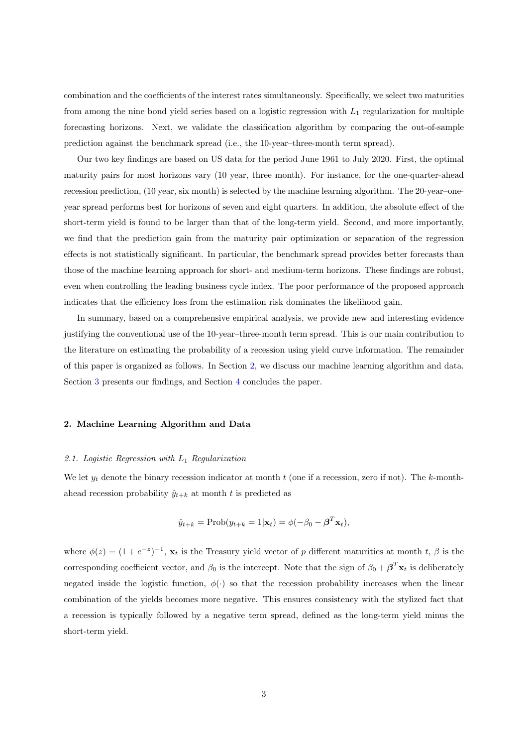combination and the coefficients of the interest rates simultaneously. Specifically, we select two maturities from among the nine bond yield series based on a logistic regression with $L_1$ regularization for multiple forecasting horizons. Next, we validate the classification algorithm by comparing the out-of-sample prediction against the benchmark spread (i.e., the 10-year–three-month term spread).

Our two key findings are based on US data for the period June 1961 to July 2020. First, the optimal maturity pairs for most horizons vary (10 year, three month). For instance, for the one-quarter-ahead recession prediction, (10 year, six month) is selected by the machine learning algorithm. The 20-year–one-year spread performs best for horizons of seven and eight quarters. In addition, the absolute effect of the short-term yield is found to be larger than that of the long-term yield. Second, and more importantly, we find that the prediction gain from the maturity pair optimization or separation of the regression effects is not statistically significant. In particular, the benchmark spread provides better forecasts than those of the machine learning approach for short- and medium-term horizons. These findings are robust, even when controlling the leading business cycle index. The poor performance of the proposed approach indicates that the efficiency loss from the estimation risk dominates the likelihood gain.

In summary, based on a comprehensive empirical analysis, we provide new and interesting evidence justifying the conventional use of the 10-year–three-month term spread. This is our main contribution to the literature on estimating the probability of a recession using yield curve information. The remainder of this paper is organized as follows. In Section 2, we discuss our machine learning algorithm and data. Section 3 presents our findings, and Section 4 concludes the paper.

## 2. Machine Learning Algorithm and Data

### *2.1. Logistic Regression with $L_1$ Regularization*

We let $y_t$ denote the binary recession indicator at month $t$ (one if a recession, zero if not). The $k$-month-ahead recession probability $\hat{y}_{t+k}$ at month $t$ is predicted as

$$\hat{y}_{t+k} = \text{Prob}(y_{t+k} = 1|\mathbf{x}_t) = \phi(-\beta_0 - \boldsymbol{\beta}^T \mathbf{x}_t),$$

where $\phi(z) = (1 + e^{-z})^{-1}$, $\mathbf{x}_t$ is the Treasury yield vector of $p$ different maturities at month $t$, $\beta$ is the corresponding coefficient vector, and $\beta_0$ is the intercept. Note that the sign of $\beta_0 + \boldsymbol{\beta}^T \mathbf{x}_t$ is deliberately negated inside the logistic function, $\phi(\cdot)$ so that the recession probability increases when the linear combination of the yields becomes more negative. This ensures consistency with the stylized fact that a recession is typically followed by a negative term spread, defined as the long-term yield minus the short-term yield.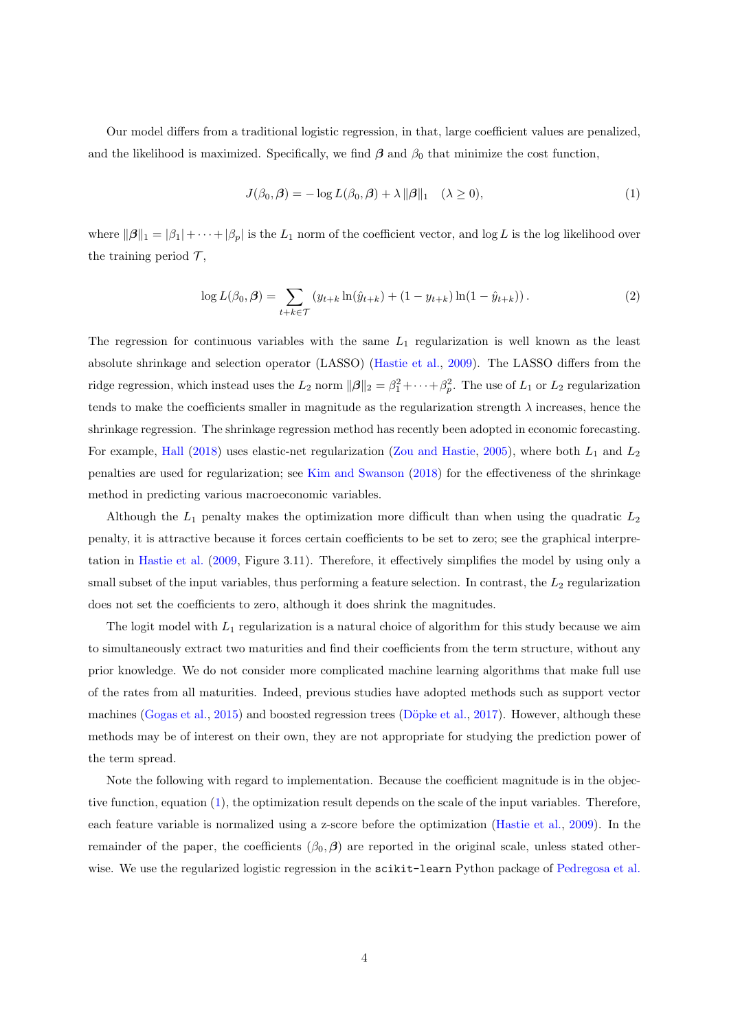Our model differs from a traditional logistic regression, in that, large coefficient values are penalized, and the likelihood is maximized. Specifically, we find $\boldsymbol{\beta}$ and $\beta_0$ that minimize the cost function,

$$J(\beta_0, \boldsymbol{\beta}) = -\log L(\beta_0, \boldsymbol{\beta}) + \lambda \, \|\boldsymbol{\beta}\|_1 \quad (\lambda \geq 0), \tag{1}$$

where $\|\boldsymbol{\beta}\|_1 = |\beta_1| + \cdots + |\beta_p|$ is the $L_1$ norm of the coefficient vector, and $\log L$ is the log likelihood over the training period $\mathcal{T}$,

$$\log L(\beta_0, \boldsymbol{\beta}) = \sum_{t+k \in \mathcal{T}} \left( y_{t+k} \ln(\hat{y}_{t+k}) + (1 - y_{t+k}) \ln(1 - \hat{y}_{t+k}) \right). \tag{2}$$

The regression for continuous variables with the same $L_1$ regularization is well known as the least absolute shrinkage and selection operator (LASSO) (Hastie et al., 2009). The LASSO differs from the ridge regression, which instead uses the $L_2$ norm $\|\boldsymbol{\beta}\|_2 = \beta_1^2 + \cdots + \beta_p^2$. The use of $L_1$ or $L_2$ regularization tends to make the coefficients smaller in magnitude as the regularization strength $\lambda$ increases, hence the shrinkage regression. The shrinkage regression method has recently been adopted in economic forecasting. For example, Hall (2018) uses elastic-net regularization (Zou and Hastie, 2005), where both $L_1$ and $L_2$ penalties are used for regularization; see Kim and Swanson (2018) for the effectiveness of the shrinkage method in predicting various macroeconomic variables.

Although the $L_1$ penalty makes the optimization more difficult than when using the quadratic $L_2$ penalty, it is attractive because it forces certain coefficients to be set to zero; see the graphical interpretation in Hastie et al. (2009, Figure 3.11). Therefore, it effectively simplifies the model by using only a small subset of the input variables, thus performing a feature selection. In contrast, the $L_2$ regularization does not set the coefficients to zero, although it does shrink the magnitudes.

The logit model with $L_1$ regularization is a natural choice of algorithm for this study because we aim to simultaneously extract two maturities and find their coefficients from the term structure, without any prior knowledge. We do not consider more complicated machine learning algorithms that make full use of the rates from all maturities. Indeed, previous studies have adopted methods such as support vector machines (Gogas et al., 2015) and boosted regression trees (Döpke et al., 2017). However, although these methods may be of interest on their own, they are not appropriate for studying the prediction power of the term spread.

Note the following with regard to implementation. Because the coefficient magnitude is in the objective function, equation (1), the optimization result depends on the scale of the input variables. Therefore, each feature variable is normalized using a z-score before the optimization (Hastie et al., 2009). In the remainder of the paper, the coefficients $(\beta_0, \boldsymbol{\beta})$ are reported in the original scale, unless stated otherwise. We use the regularized logistic regression in the `scikit-learn` Python package of Pedregosa et al.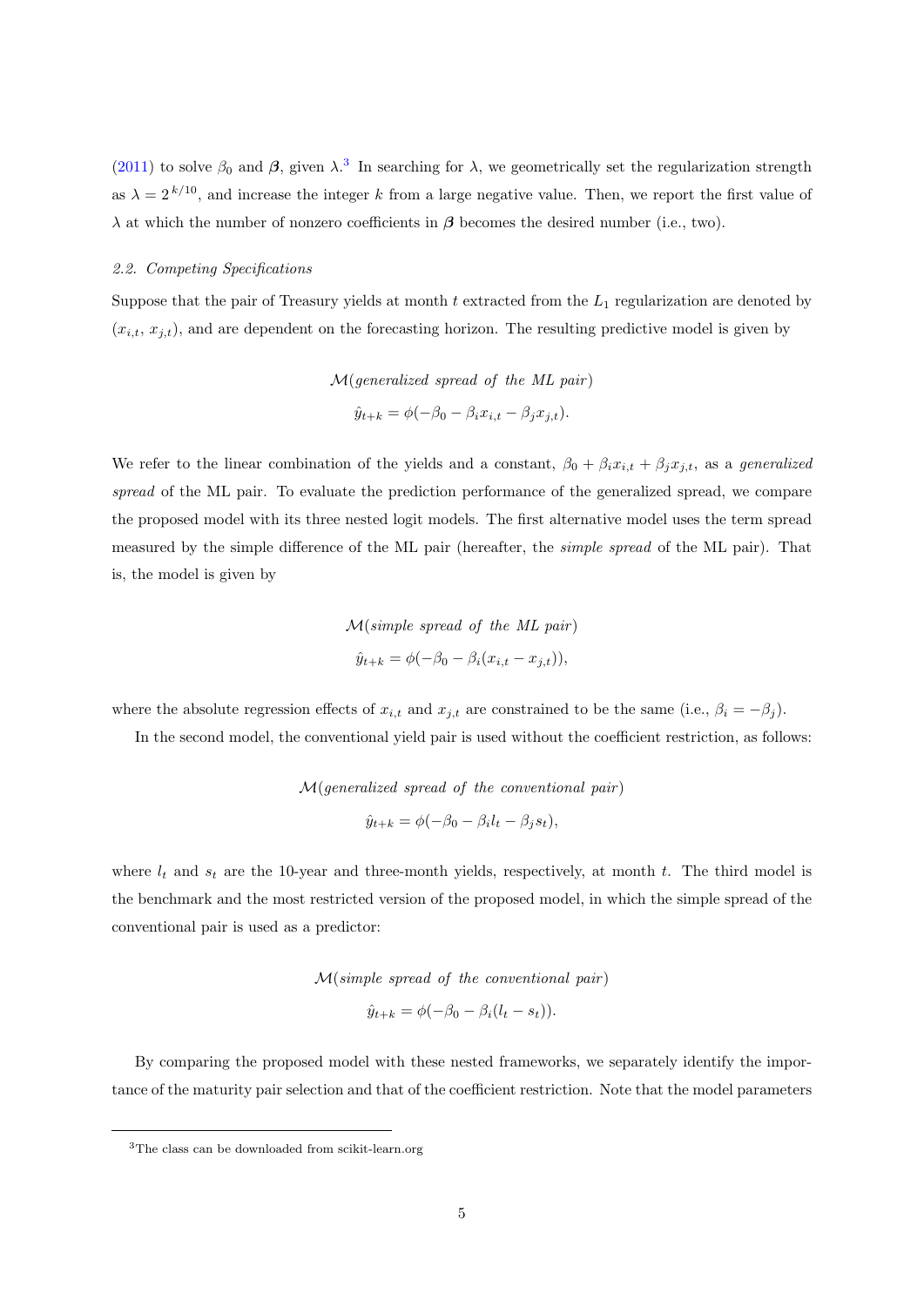(2011) to solve $\beta_0$ and $\boldsymbol{\beta}$, given $\lambda$.[3] In searching for $\lambda$, we geometrically set the regularization strength as $\lambda = 2^{k/10}$, and increase the integer $k$ from a large negative value. Then, we report the first value of $\lambda$ at which the number of nonzero coefficients in $\boldsymbol{\beta}$ becomes the desired number (i.e., two).

### 2.2. Competing Specifications

Suppose that the pair of Treasury yields at month $t$ extracted from the $L_1$ regularization are denoted by $(x_{i,t},\, x_{j,t})$, and are dependent on the forecasting horizon. The resulting predictive model is given by

$$\mathcal{M}(\textit{generalized spread of the ML pair})$$

$$\hat{y}_{t+k} = \phi(-\beta_0 - \beta_i x_{i,t} - \beta_j x_{j,t}).$$

We refer to the linear combination of the yields and a constant, $\beta_0 + \beta_i x_{i,t} + \beta_j x_{j,t}$, as a *generalized spread* of the ML pair. To evaluate the prediction performance of the generalized spread, we compare the proposed model with its three nested logit models. The first alternative model uses the term spread measured by the simple difference of the ML pair (hereafter, the *simple spread* of the ML pair). That is, the model is given by

$$\mathcal{M}(\textit{simple spread of the ML pair})$$

$$\hat{y}_{t+k} = \phi(-\beta_0 - \beta_i(x_{i,t} - x_{j,t})),$$

where the absolute regression effects of $x_{i,t}$ and $x_{j,t}$ are constrained to be the same (i.e., $\beta_i = -\beta_j$).

In the second model, the conventional yield pair is used without the coefficient restriction, as follows:

$$\mathcal{M}(\textit{generalized spread of the conventional pair})$$

$$\hat{y}_{t+k} = \phi(-\beta_0 - \beta_i l_t - \beta_j s_t),$$

where $l_t$ and $s_t$ are the 10-year and three-month yields, respectively, at month $t$. The third model is the benchmark and the most restricted version of the proposed model, in which the simple spread of the conventional pair is used as a predictor:

$$\mathcal{M}(\textit{simple spread of the conventional pair})$$

$$\hat{y}_{t+k} = \phi(-\beta_0 - \beta_i(l_t - s_t)).$$

By comparing the proposed model with these nested frameworks, we separately identify the importance of the maturity pair selection and that of the coefficient restriction. Note that the model parameters

[3] The class can be downloaded from scikit-learn.org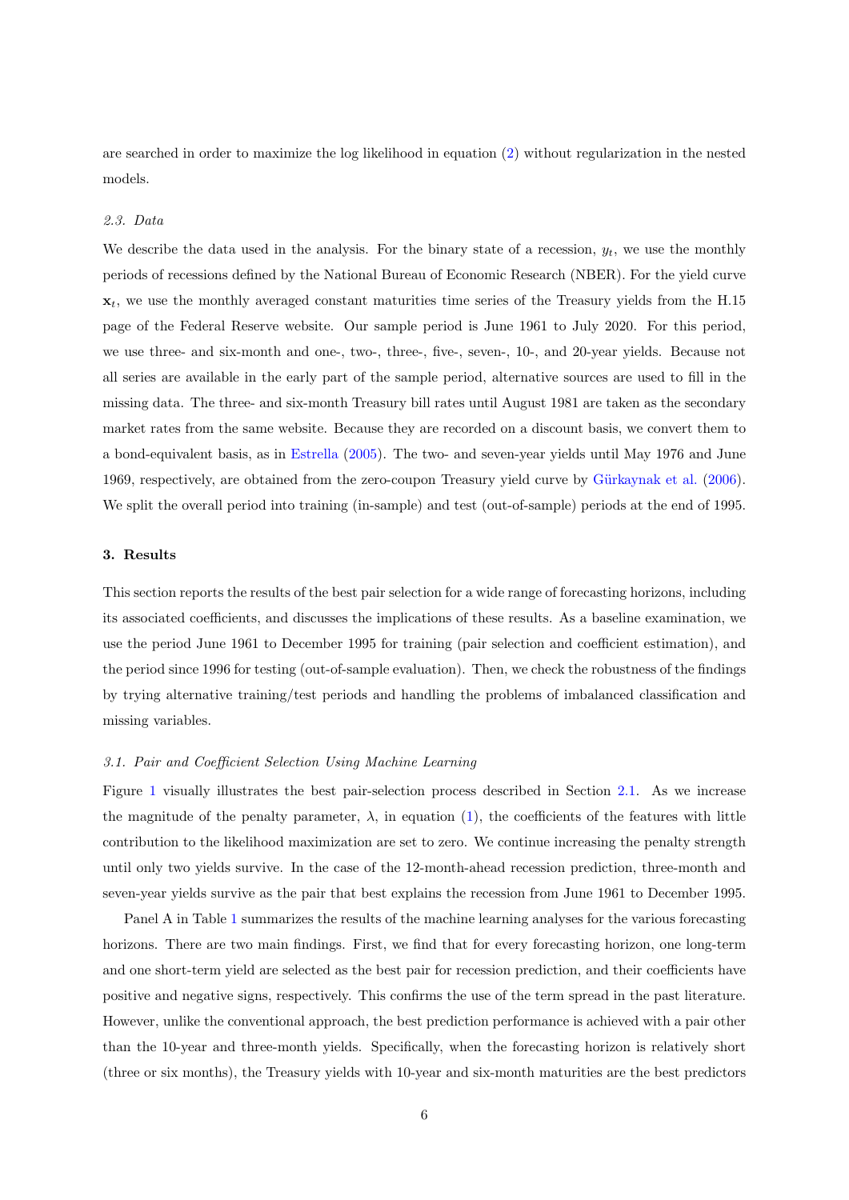are searched in order to maximize the log likelihood in equation (2) without regularization in the nested models.

### 2.3. Data

We describe the data used in the analysis. For the binary state of a recession, $y_t$, we use the monthly periods of recessions defined by the National Bureau of Economic Research (NBER). For the yield curve $\mathbf{x}_t$, we use the monthly averaged constant maturities time series of the Treasury yields from the H.15 page of the Federal Reserve website. Our sample period is June 1961 to July 2020. For this period, we use three- and six-month and one-, two-, three-, five-, seven-, 10-, and 20-year yields. Because not all series are available in the early part of the sample period, alternative sources are used to fill in the missing data. The three- and six-month Treasury bill rates until August 1981 are taken as the secondary market rates from the same website. Because they are recorded on a discount basis, we convert them to a bond-equivalent basis, as in Estrella (2005). The two- and seven-year yields until May 1976 and June 1969, respectively, are obtained from the zero-coupon Treasury yield curve by Gürkaynak et al. (2006). We split the overall period into training (in-sample) and test (out-of-sample) periods at the end of 1995.

## 3. Results

This section reports the results of the best pair selection for a wide range of forecasting horizons, including its associated coefficients, and discusses the implications of these results. As a baseline examination, we use the period June 1961 to December 1995 for training (pair selection and coefficient estimation), and the period since 1996 for testing (out-of-sample evaluation). Then, we check the robustness of the findings by trying alternative training/test periods and handling the problems of imbalanced classification and missing variables.

### 3.1. Pair and Coefficient Selection Using Machine Learning

Figure 1 visually illustrates the best pair-selection process described in Section 2.1. As we increase the magnitude of the penalty parameter, $\lambda$, in equation (1), the coefficients of the features with little contribution to the likelihood maximization are set to zero. We continue increasing the penalty strength until only two yields survive. In the case of the 12-month-ahead recession prediction, three-month and seven-year yields survive as the pair that best explains the recession from June 1961 to December 1995.

Panel A in Table 1 summarizes the results of the machine learning analyses for the various forecasting horizons. There are two main findings. First, we find that for every forecasting horizon, one long-term and one short-term yield are selected as the best pair for recession prediction, and their coefficients have positive and negative signs, respectively. This confirms the use of the term spread in the past literature. However, unlike the conventional approach, the best prediction performance is achieved with a pair other than the 10-year and three-month yields. Specifically, when the forecasting horizon is relatively short (three or six months), the Treasury yields with 10-year and six-month maturities are the best predictors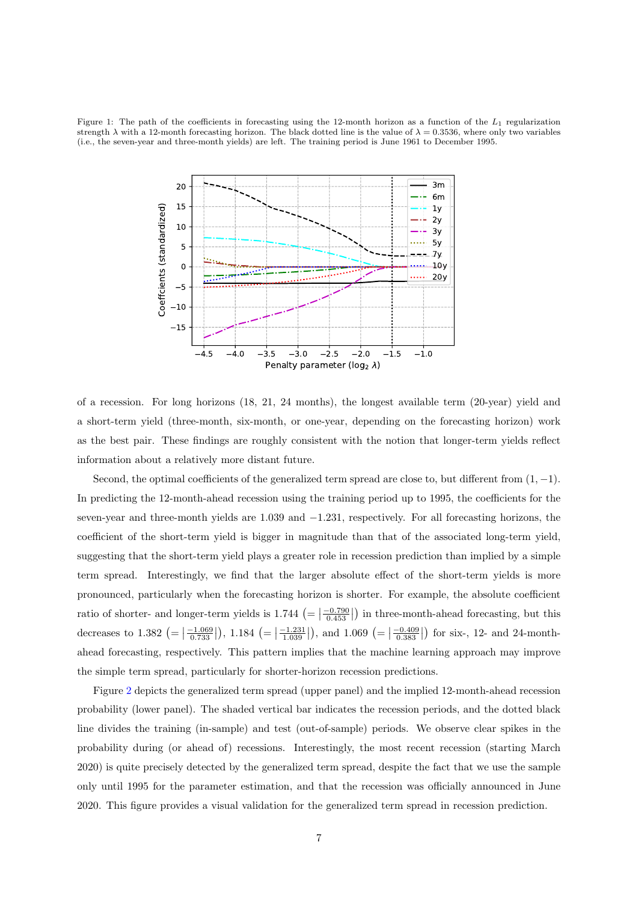Figure 1: The path of the coefficients in forecasting using the 12-month horizon as a function of the $L_1$ regularization strength $\lambda$ with a 12-month forecasting horizon. The black dotted line is the value of $\lambda = 0.3536$, where only two variables (i.e., the seven-year and three-month yields) are left. The training period is June 1961 to December 1995.

of a recession. For long horizons (18, 21, 24 months), the longest available term (20-year) yield and a short-term yield (three-month, six-month, or one-year, depending on the forecasting horizon) work as the best pair. These findings are roughly consistent with the notion that longer-term yields reflect information about a relatively more distant future.

Second, the optimal coefficients of the generalized term spread are close to, but different from $(1, -1)$. In predicting the 12-month-ahead recession using the training period up to 1995, the coefficients for the seven-year and three-month yields are 1.039 and $-1.231$, respectively. For all forecasting horizons, the coefficient of the short-term yield is bigger in magnitude than that of the associated long-term yield, suggesting that the short-term yield plays a greater role in recession prediction than implied by a simple term spread. Interestingly, we find that the larger absolute effect of the short-term yields is more pronounced, particularly when the forecasting horizon is shorter. For example, the absolute coefficient ratio of shorter- and longer-term yields is 1.744 $(= |\frac{-0.790}{0.453}|)$ in three-month-ahead forecasting, but this decreases to 1.382 $(= |\frac{-1.069}{0.733}|)$, 1.184 $(= |\frac{-1.231}{1.039}|)$, and 1.069 $(= |\frac{-0.409}{0.383}|)$ for six-, 12- and 24-month-ahead forecasting, respectively. This pattern implies that the machine learning approach may improve the simple term spread, particularly for shorter-horizon recession predictions.

Figure 2 depicts the generalized term spread (upper panel) and the implied 12-month-ahead recession probability (lower panel). The shaded vertical bar indicates the recession periods, and the dotted black line divides the training (in-sample) and test (out-of-sample) periods. We observe clear spikes in the probability during (or ahead of) recessions. Interestingly, the most recent recession (starting March 2020) is quite precisely detected by the generalized term spread, despite the fact that we use the sample only until 1995 for the parameter estimation, and that the recession was officially announced in June 2020. This figure provides a visual validation for the generalized term spread in recession prediction.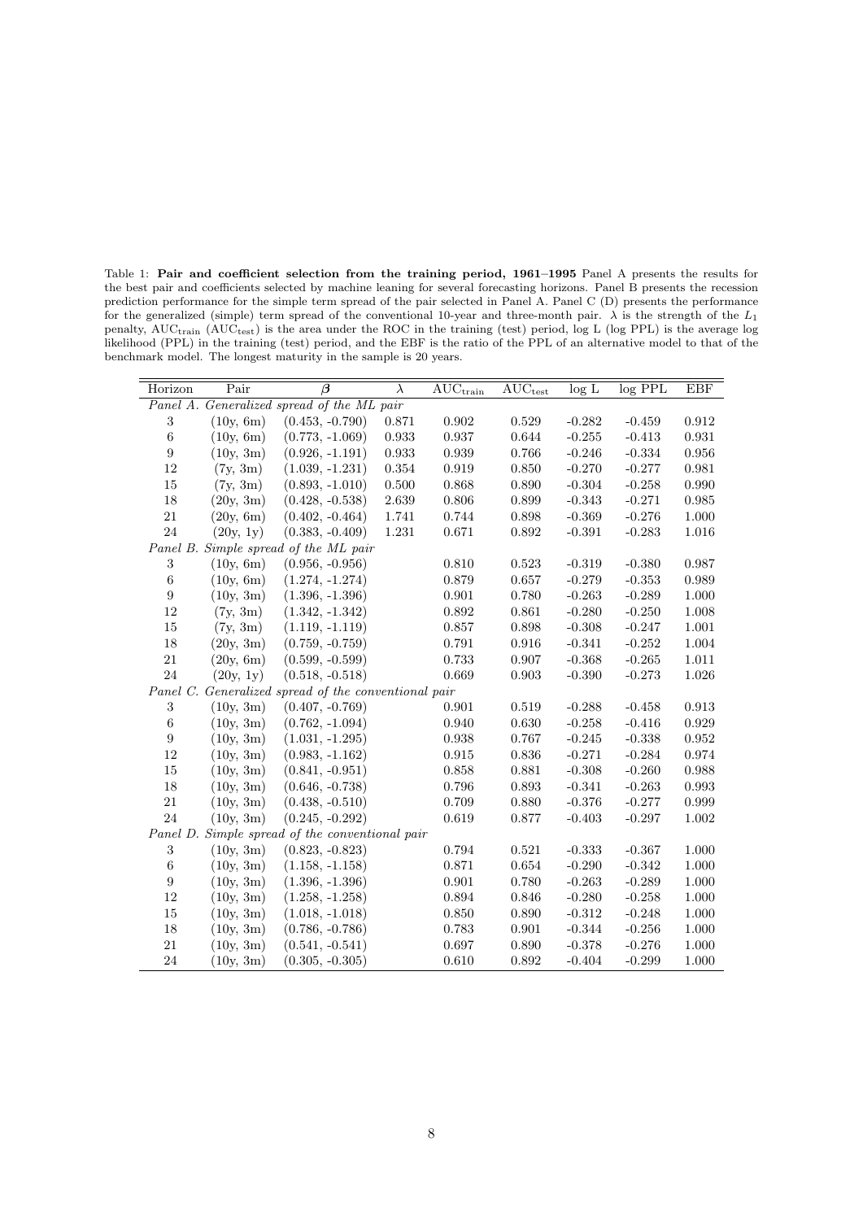Table 1: **Pair and coefficient selection from the training period, 1961–1995** Panel A presents the results for the best pair and coefficients selected by machine leaning for several forecasting horizons. Panel B presents the recession prediction performance for the simple term spread of the pair selected in Panel A. Panel C (D) presents the performance for the generalized (simple) term spread of the conventional 10-year and three-month pair. $\lambda$ is the strength of the $L_1$ penalty, $\text{AUC}_{\text{train}}$ ($\text{AUC}_{\text{test}}$) is the area under the ROC in the training (test) period, log L (log PPL) is the average log likelihood (PPL) in the training (test) period, and the EBF is the ratio of the PPL of an alternative model to that of the benchmark model. The longest maturity in the sample is 20 years.

| Horizon | Pair | $\boldsymbol{\beta}$ | $\lambda$ | $\text{AUC}_{\text{train}}$ | $\text{AUC}_{\text{test}}$ | log L | log PPL | EBF |
|---|---|---|---|---|---|---|---|---|
| *Panel A. Generalized spread of the ML pair* | | | | | | | | |
| 3 | (10y, 6m) | (0.453, -0.790) | 0.871 | 0.902 | 0.529 | -0.282 | -0.459 | 0.912 |
| 6 | (10y, 6m) | (0.773, -1.069) | 0.933 | 0.937 | 0.644 | -0.255 | -0.413 | 0.931 |
| 9 | (10y, 3m) | (0.926, -1.191) | 0.933 | 0.939 | 0.766 | -0.246 | -0.334 | 0.956 |
| 12 | (7y, 3m) | (1.039, -1.231) | 0.354 | 0.919 | 0.850 | -0.270 | -0.277 | 0.981 |
| 15 | (7y, 3m) | (0.893, -1.010) | 0.500 | 0.868 | 0.890 | -0.304 | -0.258 | 0.990 |
| 18 | (20y, 3m) | (0.428, -0.538) | 2.639 | 0.806 | 0.899 | -0.343 | -0.271 | 0.985 |
| 21 | (20y, 6m) | (0.402, -0.464) | 1.741 | 0.744 | 0.898 | -0.369 | -0.276 | 1.000 |
| 24 | (20y, 1y) | (0.383, -0.409) | 1.231 | 0.671 | 0.892 | -0.391 | -0.283 | 1.016 |
| *Panel B. Simple spread of the ML pair* | | | | | | | | |
| 3 | (10y, 6m) | (0.956, -0.956) | | 0.810 | 0.523 | -0.319 | -0.380 | 0.987 |
| 6 | (10y, 6m) | (1.274, -1.274) | | 0.879 | 0.657 | -0.279 | -0.353 | 0.989 |
| 9 | (10y, 3m) | (1.396, -1.396) | | 0.901 | 0.780 | -0.263 | -0.289 | 1.000 |
| 12 | (7y, 3m) | (1.342, -1.342) | | 0.892 | 0.861 | -0.280 | -0.250 | 1.008 |
| 15 | (7y, 3m) | (1.119, -1.119) | | 0.857 | 0.898 | -0.308 | -0.247 | 1.001 |
| 18 | (20y, 3m) | (0.759, -0.759) | | 0.791 | 0.916 | -0.341 | -0.252 | 1.004 |
| 21 | (20y, 6m) | (0.599, -0.599) | | 0.733 | 0.907 | -0.368 | -0.265 | 1.011 |
| 24 | (20y, 1y) | (0.518, -0.518) | | 0.669 | 0.903 | -0.390 | -0.273 | 1.026 |
| *Panel C. Generalized spread of the conventional pair* | | | | | | | | |
| 3 | (10y, 3m) | (0.407, -0.769) | | 0.901 | 0.519 | -0.288 | -0.458 | 0.913 |
| 6 | (10y, 3m) | (0.762, -1.094) | | 0.940 | 0.630 | -0.258 | -0.416 | 0.929 |
| 9 | (10y, 3m) | (1.031, -1.295) | | 0.938 | 0.767 | -0.245 | -0.338 | 0.952 |
| 12 | (10y, 3m) | (0.983, -1.162) | | 0.915 | 0.836 | -0.271 | -0.284 | 0.974 |
| 15 | (10y, 3m) | (0.841, -0.951) | | 0.858 | 0.881 | -0.308 | -0.260 | 0.988 |
| 18 | (10y, 3m) | (0.646, -0.738) | | 0.796 | 0.893 | -0.341 | -0.263 | 0.993 |
| 21 | (10y, 3m) | (0.438, -0.510) | | 0.709 | 0.880 | -0.376 | -0.277 | 0.999 |
| 24 | (10y, 3m) | (0.245, -0.292) | | 0.619 | 0.877 | -0.403 | -0.297 | 1.002 |
| *Panel D. Simple spread of the conventional pair* | | | | | | | | |
| 3 | (10y, 3m) | (0.823, -0.823) | | 0.794 | 0.521 | -0.333 | -0.367 | 1.000 |
| 6 | (10y, 3m) | (1.158, -1.158) | | 0.871 | 0.654 | -0.290 | -0.342 | 1.000 |
| 9 | (10y, 3m) | (1.396, -1.396) | | 0.901 | 0.780 | -0.263 | -0.289 | 1.000 |
| 12 | (10y, 3m) | (1.258, -1.258) | | 0.894 | 0.846 | -0.280 | -0.258 | 1.000 |
| 15 | (10y, 3m) | (1.018, -1.018) | | 0.850 | 0.890 | -0.312 | -0.248 | 1.000 |
| 18 | (10y, 3m) | (0.786, -0.786) | | 0.783 | 0.901 | -0.344 | -0.256 | 1.000 |
| 21 | (10y, 3m) | (0.541, -0.541) | | 0.697 | 0.890 | -0.378 | -0.276 | 1.000 |
| 24 | (10y, 3m) | (0.305, -0.305) | | 0.610 | 0.892 | -0.404 | -0.299 | 1.000 |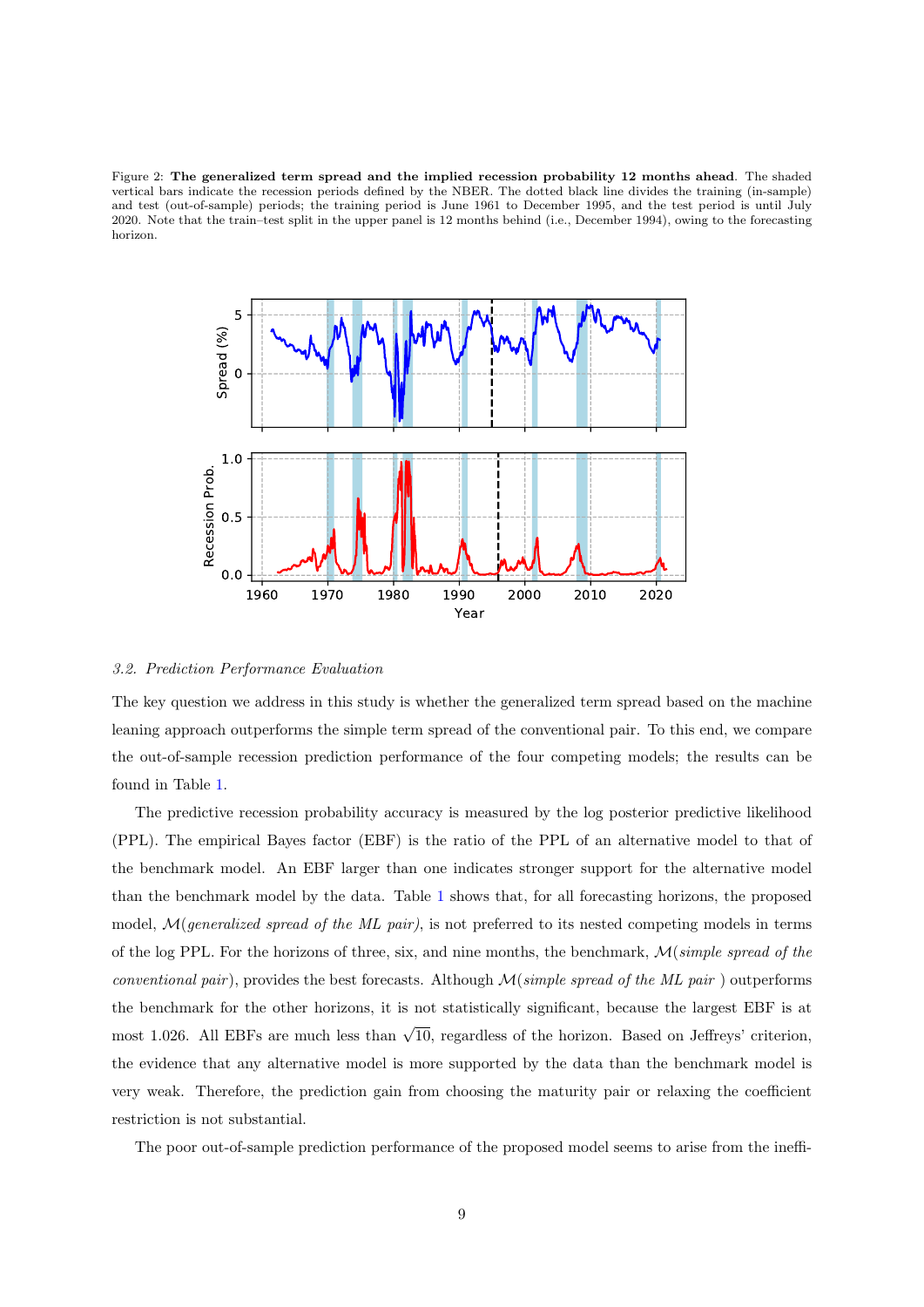Figure 2: **The generalized term spread and the implied recession probability 12 months ahead**. The shaded vertical bars indicate the recession periods defined by the NBER. The dotted black line divides the training (in-sample) and test (out-of-sample) periods; the training period is June 1961 to December 1995, and the test period is until July 2020. Note that the train–test split in the upper panel is 12 months behind (i.e., December 1994), owing to the forecasting horizon.

### *3.2. Prediction Performance Evaluation*

The key question we address in this study is whether the generalized term spread based on the machine leaning approach outperforms the simple term spread of the conventional pair. To this end, we compare the out-of-sample recession prediction performance of the four competing models; the results can be found in Table 1.

The predictive recession probability accuracy is measured by the log posterior predictive likelihood (PPL). The empirical Bayes factor (EBF) is the ratio of the PPL of an alternative model to that of the benchmark model. An EBF larger than one indicates stronger support for the alternative model than the benchmark model by the data. Table 1 shows that, for all forecasting horizons, the proposed model, $\mathcal{M}$(*generalized spread of the ML pair*), is not preferred to its nested competing models in terms of the log PPL. For the horizons of three, six, and nine months, the benchmark, $\mathcal{M}$(*simple spread of the conventional pair*), provides the best forecasts. Although $\mathcal{M}$(*simple spread of the ML pair* ) outperforms the benchmark for the other horizons, it is not statistically significant, because the largest EBF is at most 1.026. All EBFs are much less than $\sqrt{10}$, regardless of the horizon. Based on Jeffreys' criterion, the evidence that any alternative model is more supported by the data than the benchmark model is very weak. Therefore, the prediction gain from choosing the maturity pair or relaxing the coefficient restriction is not substantial.

The poor out-of-sample prediction performance of the proposed model seems to arise from the ineffi-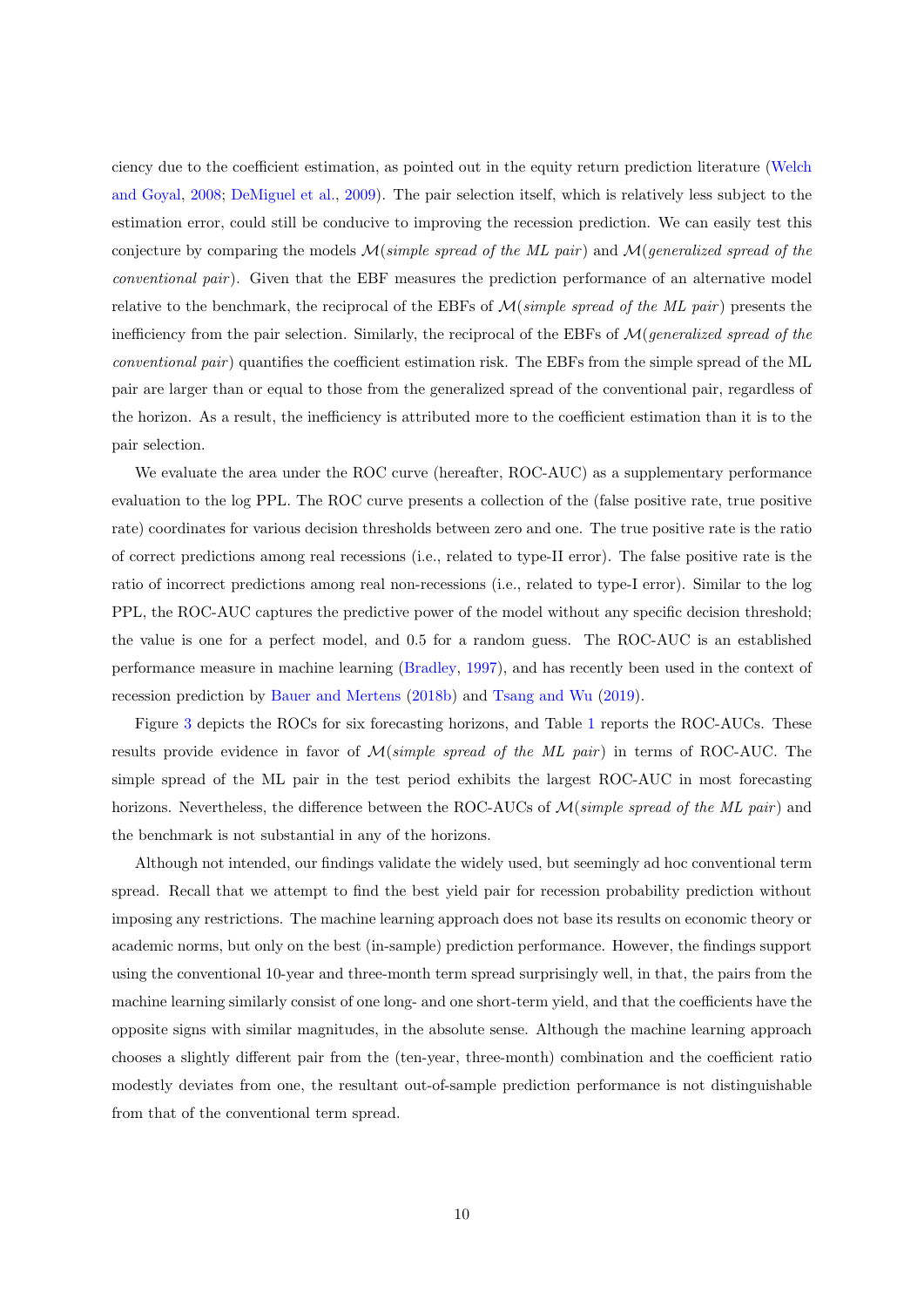ciency due to the coefficient estimation, as pointed out in the equity return prediction literature (Welch and Goyal, 2008; DeMiguel et al., 2009). The pair selection itself, which is relatively less subject to the estimation error, could still be conducive to improving the recession prediction. We can easily test this conjecture by comparing the models $\mathcal{M}$(*simple spread of the ML pair*) and $\mathcal{M}$(*generalized spread of the conventional pair*). Given that the EBF measures the prediction performance of an alternative model relative to the benchmark, the reciprocal of the EBFs of $\mathcal{M}$(*simple spread of the ML pair*) presents the inefficiency from the pair selection. Similarly, the reciprocal of the EBFs of $\mathcal{M}$(*generalized spread of the conventional pair*) quantifies the coefficient estimation risk. The EBFs from the simple spread of the ML pair are larger than or equal to those from the generalized spread of the conventional pair, regardless of the horizon. As a result, the inefficiency is attributed more to the coefficient estimation than it is to the pair selection.

We evaluate the area under the ROC curve (hereafter, ROC-AUC) as a supplementary performance evaluation to the log PPL. The ROC curve presents a collection of the (false positive rate, true positive rate) coordinates for various decision thresholds between zero and one. The true positive rate is the ratio of correct predictions among real recessions (i.e., related to type-II error). The false positive rate is the ratio of incorrect predictions among real non-recessions (i.e., related to type-I error). Similar to the log PPL, the ROC-AUC captures the predictive power of the model without any specific decision threshold; the value is one for a perfect model, and 0.5 for a random guess. The ROC-AUC is an established performance measure in machine learning (Bradley, 1997), and has recently been used in the context of recession prediction by Bauer and Mertens (2018b) and Tsang and Wu (2019).

Figure 3 depicts the ROCs for six forecasting horizons, and Table 1 reports the ROC-AUCs. These results provide evidence in favor of $\mathcal{M}$(*simple spread of the ML pair*) in terms of ROC-AUC. The simple spread of the ML pair in the test period exhibits the largest ROC-AUC in most forecasting horizons. Nevertheless, the difference between the ROC-AUCs of $\mathcal{M}$(*simple spread of the ML pair*) and the benchmark is not substantial in any of the horizons.

Although not intended, our findings validate the widely used, but seemingly ad hoc conventional term spread. Recall that we attempt to find the best yield pair for recession probability prediction without imposing any restrictions. The machine learning approach does not base its results on economic theory or academic norms, but only on the best (in-sample) prediction performance. However, the findings support using the conventional 10-year and three-month term spread surprisingly well, in that, the pairs from the machine learning similarly consist of one long- and one short-term yield, and that the coefficients have the opposite signs with similar magnitudes, in the absolute sense. Although the machine learning approach chooses a slightly different pair from the (ten-year, three-month) combination and the coefficient ratio modestly deviates from one, the resultant out-of-sample prediction performance is not distinguishable from that of the conventional term spread.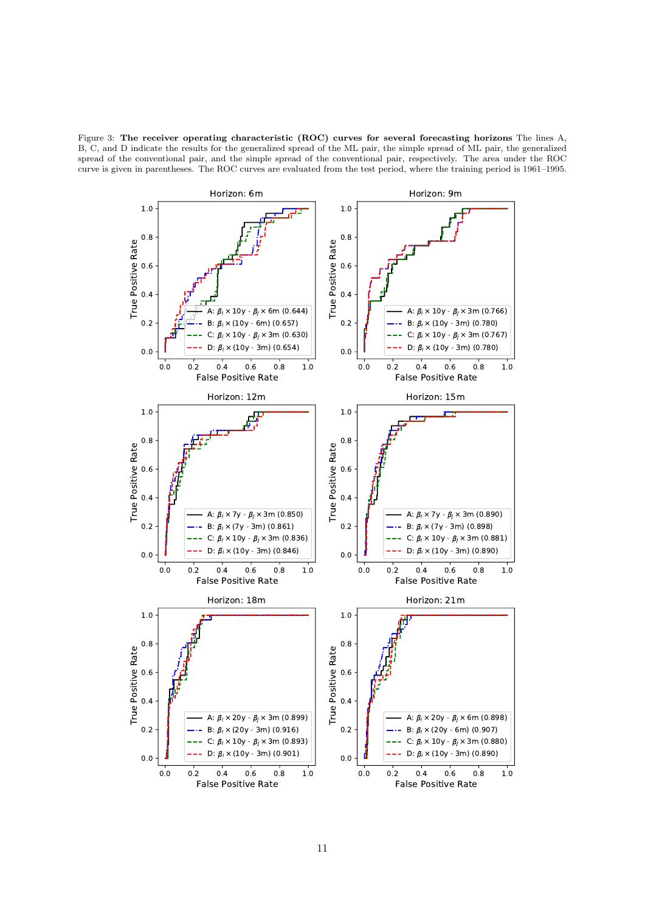Figure 3: **The receiver operating characteristic (ROC) curves for several forecasting horizons** The lines A, B, C, and D indicate the results for the generalized spread of the ML pair, the simple spread of ML pair, the generalized spread of the conventional pair, and the simple spread of the conventional pair, respectively. The area under the ROC curve is given in parentheses. The ROC curves are evaluated from the test period, where the training period is 1961–1995.

Horizon: 6m

- A: $\beta_l \times$ 10y - $\beta_l \times$ 6m (0.644)
- B: $\beta_l \times$ (10y - 6m) (0.657)
- C: $\beta_l \times$ 10y - $\beta_l \times$ 3m (0.630)
- D: $\beta_l \times$ (10y - 3m) (0.654)

Horizon: 9m

- A: $\beta_l \times$ 10y - $\beta_l \times$ 3m (0.766)
- B: $\beta_l \times$ (10y - 3m) (0.780)
- C: $\beta_l \times$ 10y - $\beta_l \times$ 3m (0.767)
- D: $\beta_l \times$ (10y - 3m) (0.780)

Horizon: 12m

- A: $\beta_l \times$ 7y - $\beta_l \times$ 3m (0.850)
- B: $\beta_l \times$ (7y - 3m) (0.861)
- C: $\beta_l \times$ 10y - $\beta_l \times$ 3m (0.836)
- D: $\beta_l \times$ (10y - 3m) (0.846)

Horizon: 15m

- A: $\beta_l \times$ 7y - $\beta_l \times$ 3m (0.890)
- B: $\beta_l \times$ (7y - 3m) (0.898)
- C: $\beta_l \times$ 10y - $\beta_l \times$ 3m (0.881)
- D: $\beta_l \times$ (10y - 3m) (0.890)

Horizon: 18m

- A: $\beta_l \times$ 20y - $\beta_l \times$ 3m (0.899)
- B: $\beta_l \times$ (20y - 3m) (0.916)
- C: $\beta_l \times$ 10y - $\beta_l \times$ 3m (0.893)
- D: $\beta_l \times$ (10y - 3m) (0.901)

Horizon: 21m

- A: $\beta_l \times$ 20y - $\beta_l \times$ 6m (0.898)
- B: $\beta_l \times$ (20y - 6m) (0.907)
- C: $\beta_l \times$ 10y - $\beta_l \times$ 3m (0.880)
- D: $\beta_l \times$ (10y - 3m) (0.890)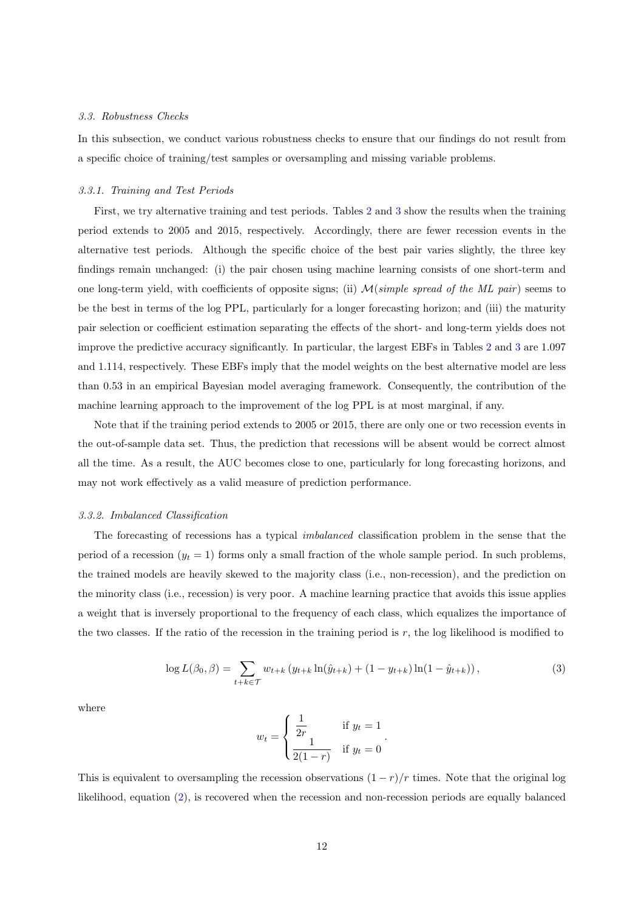### 3.3. Robustness Checks

In this subsection, we conduct various robustness checks to ensure that our findings do not result from a specific choice of training/test samples or oversampling and missing variable problems.

#### 3.3.1. Training and Test Periods

First, we try alternative training and test periods. Tables 2 and 3 show the results when the training period extends to 2005 and 2015, respectively. Accordingly, there are fewer recession events in the alternative test periods. Although the specific choice of the best pair varies slightly, the three key findings remain unchanged: (i) the pair chosen using machine learning consists of one short-term and one long-term yield, with coefficients of opposite signs; (ii) $\mathcal{M}$(*simple spread of the ML pair*) seems to be the best in terms of the log PPL, particularly for a longer forecasting horizon; and (iii) the maturity pair selection or coefficient estimation separating the effects of the short- and long-term yields does not improve the predictive accuracy significantly. In particular, the largest EBFs in Tables 2 and 3 are 1.097 and 1.114, respectively. These EBFs imply that the model weights on the best alternative model are less than 0.53 in an empirical Bayesian model averaging framework. Consequently, the contribution of the machine learning approach to the improvement of the log PPL is at most marginal, if any.

Note that if the training period extends to 2005 or 2015, there are only one or two recession events in the out-of-sample data set. Thus, the prediction that recessions will be absent would be correct almost all the time. As a result, the AUC becomes close to one, particularly for long forecasting horizons, and may not work effectively as a valid measure of prediction performance.

#### 3.3.2. Imbalanced Classification

The forecasting of recessions has a typical *imbalanced* classification problem in the sense that the period of a recession ($y_t = 1$) forms only a small fraction of the whole sample period. In such problems, the trained models are heavily skewed to the majority class (i.e., non-recession), and the prediction on the minority class (i.e., recession) is very poor. A machine learning practice that avoids this issue applies a weight that is inversely proportional to the frequency of each class, which equalizes the importance of the two classes. If the ratio of the recession in the training period is $r$, the log likelihood is modified to

$$\log L(\beta_0, \beta) = \sum_{t+k \in \mathcal{T}} w_{t+k} \left( y_{t+k} \ln(\hat{y}_{t+k}) + (1 - y_{t+k}) \ln(1 - \hat{y}_{t+k}) \right), \tag{3}$$

where

$$w_t = \begin{cases} \dfrac{1}{2r} & \text{if } y_t = 1 \\ \dfrac{1}{2(1-r)} & \text{if } y_t = 0 \end{cases}.$$

This is equivalent to oversampling the recession observations $(1 - r)/r$ times. Note that the original log likelihood, equation (2), is recovered when the recession and non-recession periods are equally balanced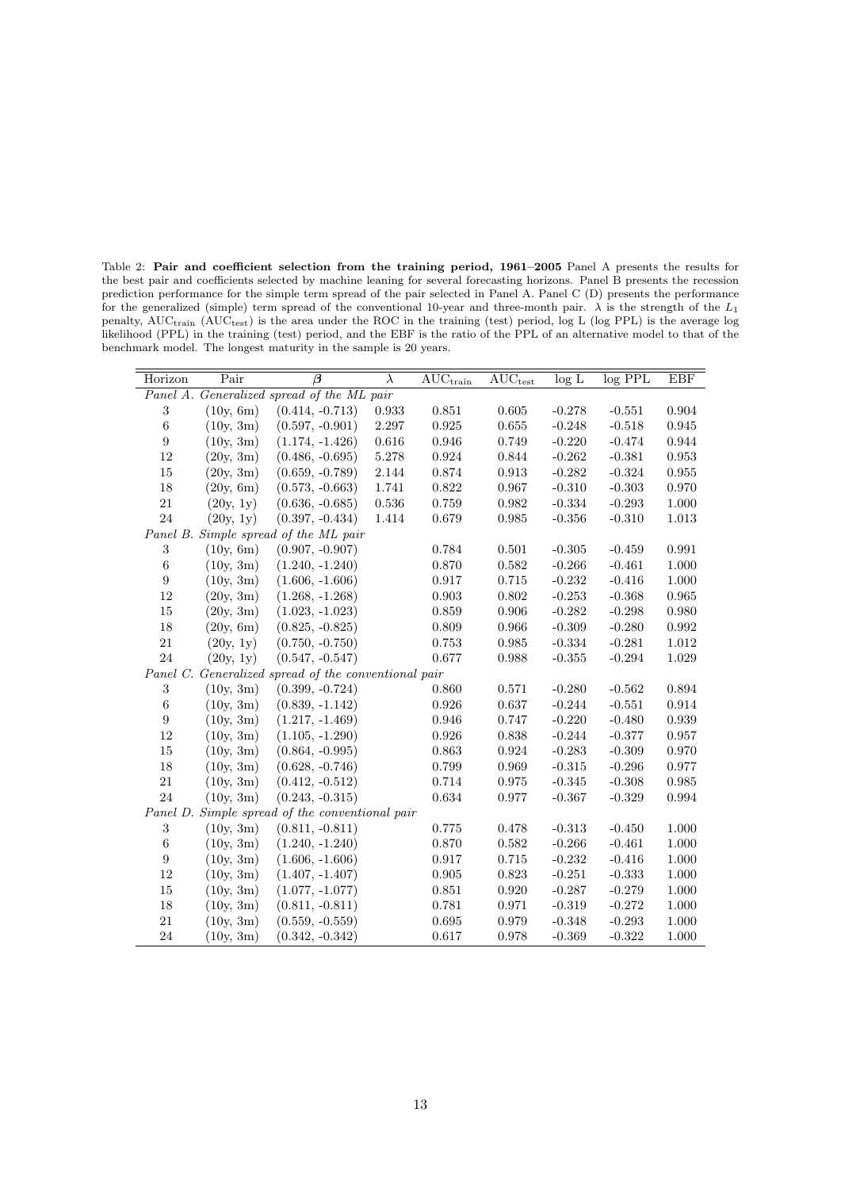Table 2: **Pair and coefficient selection from the training period, 1961–2005** Panel A presents the results for the best pair and coefficients selected by machine leaning for several forecasting horizons. Panel B presents the recession prediction performance for the simple term spread of the pair selected in Panel A. Panel C (D) presents the performance for the generalized (simple) term spread of the conventional 10-year and three-month pair. $\lambda$ is the strength of the $L_1$ penalty, $\text{AUC}_{\text{train}}$ ($\text{AUC}_{\text{test}}$) is the area under the ROC in the training (test) period, log L (log PPL) is the average log likelihood (PPL) in the training (test) period, and the EBF is the ratio of the PPL of an alternative model to that of the benchmark model. The longest maturity in the sample is 20 years.

| Horizon | Pair | $\boldsymbol{\beta}$ | $\lambda$ | $\text{AUC}_{\text{train}}$ | $\text{AUC}_{\text{test}}$ | log L | log PPL | EBF |
|---|---|---|---|---|---|---|---|---|
| *Panel A. Generalized spread of the ML pair* | | | | | | | | |
| 3 | (10y, 6m) | (0.414, -0.713) | 0.933 | 0.851 | 0.605 | -0.278 | -0.551 | 0.904 |
| 6 | (10y, 3m) | (0.597, -0.901) | 2.297 | 0.925 | 0.655 | -0.248 | -0.518 | 0.945 |
| 9 | (10y, 3m) | (1.174, -1.426) | 0.616 | 0.946 | 0.749 | -0.220 | -0.474 | 0.944 |
| 12 | (20y, 3m) | (0.486, -0.695) | 5.278 | 0.924 | 0.844 | -0.262 | -0.381 | 0.953 |
| 15 | (20y, 3m) | (0.659, -0.789) | 2.144 | 0.874 | 0.913 | -0.282 | -0.324 | 0.955 |
| 18 | (20y, 6m) | (0.573, -0.663) | 1.741 | 0.822 | 0.967 | -0.310 | -0.303 | 0.970 |
| 21 | (20y, 1y) | (0.636, -0.685) | 0.536 | 0.759 | 0.982 | -0.334 | -0.293 | 1.000 |
| 24 | (20y, 1y) | (0.397, -0.434) | 1.414 | 0.679 | 0.985 | -0.356 | -0.310 | 1.013 |
| *Panel B. Simple spread of the ML pair* | | | | | | | | |
| 3 | (10y, 6m) | (0.907, -0.907) | | 0.784 | 0.501 | -0.305 | -0.459 | 0.991 |
| 6 | (10y, 3m) | (1.240, -1.240) | | 0.870 | 0.582 | -0.266 | -0.461 | 1.000 |
| 9 | (10y, 3m) | (1.606, -1.606) | | 0.917 | 0.715 | -0.232 | -0.416 | 1.000 |
| 12 | (20y, 3m) | (1.268, -1.268) | | 0.903 | 0.802 | -0.253 | -0.368 | 0.965 |
| 15 | (20y, 3m) | (1.023, -1.023) | | 0.859 | 0.906 | -0.282 | -0.298 | 0.980 |
| 18 | (20y, 6m) | (0.825, -0.825) | | 0.809 | 0.966 | -0.309 | -0.280 | 0.992 |
| 21 | (20y, 1y) | (0.750, -0.750) | | 0.753 | 0.985 | -0.334 | -0.281 | 1.012 |
| 24 | (20y, 1y) | (0.547, -0.547) | | 0.677 | 0.988 | -0.355 | -0.294 | 1.029 |
| *Panel C. Generalized spread of the conventional pair* | | | | | | | | |
| 3 | (10y, 3m) | (0.399, -0.724) | | 0.860 | 0.571 | -0.280 | -0.562 | 0.894 |
| 6 | (10y, 3m) | (0.839, -1.142) | | 0.926 | 0.637 | -0.244 | -0.551 | 0.914 |
| 9 | (10y, 3m) | (1.217, -1.469) | | 0.946 | 0.747 | -0.220 | -0.480 | 0.939 |
| 12 | (10y, 3m) | (1.105, -1.290) | | 0.926 | 0.838 | -0.244 | -0.377 | 0.957 |
| 15 | (10y, 3m) | (0.864, -0.995) | | 0.863 | 0.924 | -0.283 | -0.309 | 0.970 |
| 18 | (10y, 3m) | (0.628, -0.746) | | 0.799 | 0.969 | -0.315 | -0.296 | 0.977 |
| 21 | (10y, 3m) | (0.412, -0.512) | | 0.714 | 0.975 | -0.345 | -0.308 | 0.985 |
| 24 | (10y, 3m) | (0.243, -0.315) | | 0.634 | 0.977 | -0.367 | -0.329 | 0.994 |
| *Panel D. Simple spread of the conventional pair* | | | | | | | | |
| 3 | (10y, 3m) | (0.811, -0.811) | | 0.775 | 0.478 | -0.313 | -0.450 | 1.000 |
| 6 | (10y, 3m) | (1.240, -1.240) | | 0.870 | 0.582 | -0.266 | -0.461 | 1.000 |
| 9 | (10y, 3m) | (1.606, -1.606) | | 0.917 | 0.715 | -0.232 | -0.416 | 1.000 |
| 12 | (10y, 3m) | (1.407, -1.407) | | 0.905 | 0.823 | -0.251 | -0.333 | 1.000 |
| 15 | (10y, 3m) | (1.077, -1.077) | | 0.851 | 0.920 | -0.287 | -0.279 | 1.000 |
| 18 | (10y, 3m) | (0.811, -0.811) | | 0.781 | 0.971 | -0.319 | -0.272 | 1.000 |
| 21 | (10y, 3m) | (0.559, -0.559) | | 0.695 | 0.979 | -0.348 | -0.293 | 1.000 |
| 24 | (10y, 3m) | (0.342, -0.342) | | 0.617 | 0.978 | -0.369 | -0.322 | 1.000 |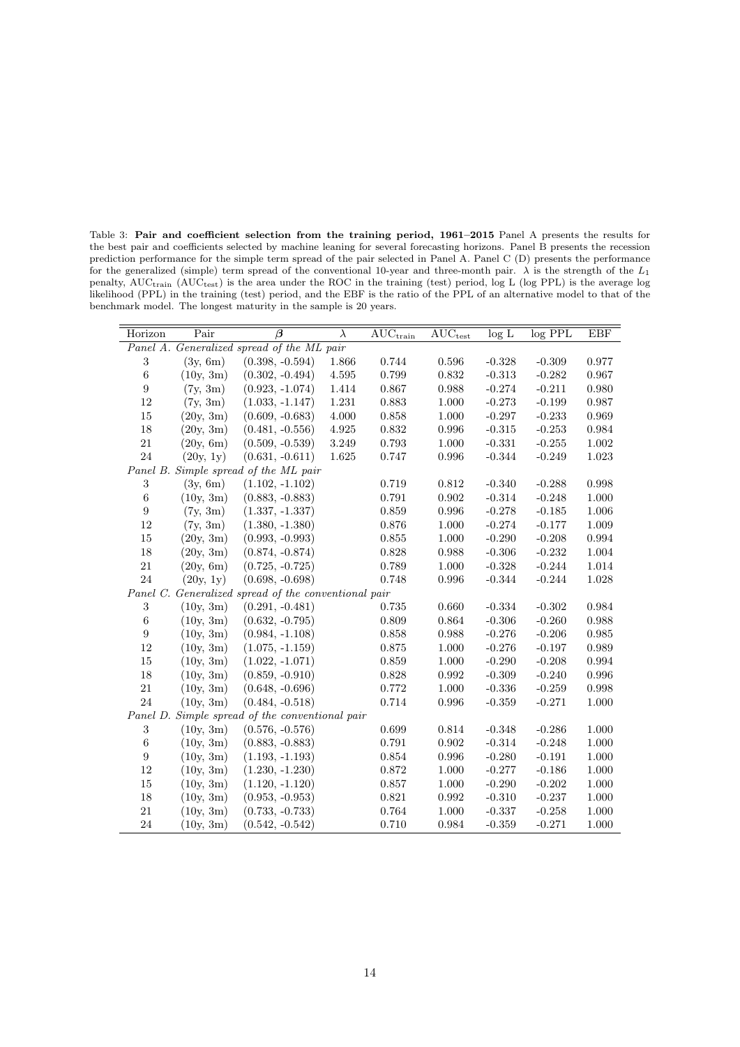Table 3: **Pair and coefficient selection from the training period, 1961–2015** Panel A presents the results for the best pair and coefficients selected by machine leaning for several forecasting horizons. Panel B presents the recession prediction performance for the simple term spread of the pair selected in Panel A. Panel C (D) presents the performance for the generalized (simple) term spread of the conventional 10-year and three-month pair. $\lambda$ is the strength of the $L_1$ penalty, $\text{AUC}_{\text{train}}$ ($\text{AUC}_{\text{test}}$) is the area under the ROC in the training (test) period, log L (log PPL) is the average log likelihood (PPL) in the training (test) period, and the EBF is the ratio of the PPL of an alternative model to that of the benchmark model. The longest maturity in the sample is 20 years.

| Horizon | Pair | $\boldsymbol{\beta}$ | $\lambda$ | $\text{AUC}_{\text{train}}$ | $\text{AUC}_{\text{test}}$ | log L | log PPL | EBF |
|---|---|---|---|---|---|---|---|---|
| *Panel A. Generalized spread of the ML pair* | | | | | | | | |
| 3 | (3y, 6m) | (0.398, -0.594) | 1.866 | 0.744 | 0.596 | -0.328 | -0.309 | 0.977 |
| 6 | (10y, 3m) | (0.302, -0.494) | 4.595 | 0.799 | 0.832 | -0.313 | -0.282 | 0.967 |
| 9 | (7y, 3m) | (0.923, -1.074) | 1.414 | 0.867 | 0.988 | -0.274 | -0.211 | 0.980 |
| 12 | (7y, 3m) | (1.033, -1.147) | 1.231 | 0.883 | 1.000 | -0.273 | -0.199 | 0.987 |
| 15 | (20y, 3m) | (0.609, -0.683) | 4.000 | 0.858 | 1.000 | -0.297 | -0.233 | 0.969 |
| 18 | (20y, 3m) | (0.481, -0.556) | 4.925 | 0.832 | 0.996 | -0.315 | -0.253 | 0.984 |
| 21 | (20y, 6m) | (0.509, -0.539) | 3.249 | 0.793 | 1.000 | -0.331 | -0.255 | 1.002 |
| 24 | (20y, 1y) | (0.631, -0.611) | 1.625 | 0.747 | 0.996 | -0.344 | -0.249 | 1.023 |
| *Panel B. Simple spread of the ML pair* | | | | | | | | |
| 3 | (3y, 6m) | (1.102, -1.102) | | 0.719 | 0.812 | -0.340 | -0.288 | 0.998 |
| 6 | (10y, 3m) | (0.883, -0.883) | | 0.791 | 0.902 | -0.314 | -0.248 | 1.000 |
| 9 | (7y, 3m) | (1.337, -1.337) | | 0.859 | 0.996 | -0.278 | -0.185 | 1.006 |
| 12 | (7y, 3m) | (1.380, -1.380) | | 0.876 | 1.000 | -0.274 | -0.177 | 1.009 |
| 15 | (20y, 3m) | (0.993, -0.993) | | 0.855 | 1.000 | -0.290 | -0.208 | 0.994 |
| 18 | (20y, 3m) | (0.874, -0.874) | | 0.828 | 0.988 | -0.306 | -0.232 | 1.004 |
| 21 | (20y, 6m) | (0.725, -0.725) | | 0.789 | 1.000 | -0.328 | -0.244 | 1.014 |
| 24 | (20y, 1y) | (0.698, -0.698) | | 0.748 | 0.996 | -0.344 | -0.244 | 1.028 |
| *Panel C. Generalized spread of the conventional pair* | | | | | | | | |
| 3 | (10y, 3m) | (0.291, -0.481) | | 0.735 | 0.660 | -0.334 | -0.302 | 0.984 |
| 6 | (10y, 3m) | (0.632, -0.795) | | 0.809 | 0.864 | -0.306 | -0.260 | 0.988 |
| 9 | (10y, 3m) | (0.984, -1.108) | | 0.858 | 0.988 | -0.276 | -0.206 | 0.985 |
| 12 | (10y, 3m) | (1.075, -1.159) | | 0.875 | 1.000 | -0.276 | -0.197 | 0.989 |
| 15 | (10y, 3m) | (1.022, -1.071) | | 0.859 | 1.000 | -0.290 | -0.208 | 0.994 |
| 18 | (10y, 3m) | (0.859, -0.910) | | 0.828 | 0.992 | -0.309 | -0.240 | 0.996 |
| 21 | (10y, 3m) | (0.648, -0.696) | | 0.772 | 1.000 | -0.336 | -0.259 | 0.998 |
| 24 | (10y, 3m) | (0.484, -0.518) | | 0.714 | 0.996 | -0.359 | -0.271 | 1.000 |
| *Panel D. Simple spread of the conventional pair* | | | | | | | | |
| 3 | (10y, 3m) | (0.576, -0.576) | | 0.699 | 0.814 | -0.348 | -0.286 | 1.000 |
| 6 | (10y, 3m) | (0.883, -0.883) | | 0.791 | 0.902 | -0.314 | -0.248 | 1.000 |
| 9 | (10y, 3m) | (1.193, -1.193) | | 0.854 | 0.996 | -0.280 | -0.191 | 1.000 |
| 12 | (10y, 3m) | (1.230, -1.230) | | 0.872 | 1.000 | -0.277 | -0.186 | 1.000 |
| 15 | (10y, 3m) | (1.120, -1.120) | | 0.857 | 1.000 | -0.290 | -0.202 | 1.000 |
| 18 | (10y, 3m) | (0.953, -0.953) | | 0.821 | 0.992 | -0.310 | -0.237 | 1.000 |
| 21 | (10y, 3m) | (0.733, -0.733) | | 0.764 | 1.000 | -0.337 | -0.258 | 1.000 |
| 24 | (10y, 3m) | (0.542, -0.542) | | 0.710 | 0.984 | -0.359 | -0.271 | 1.000 |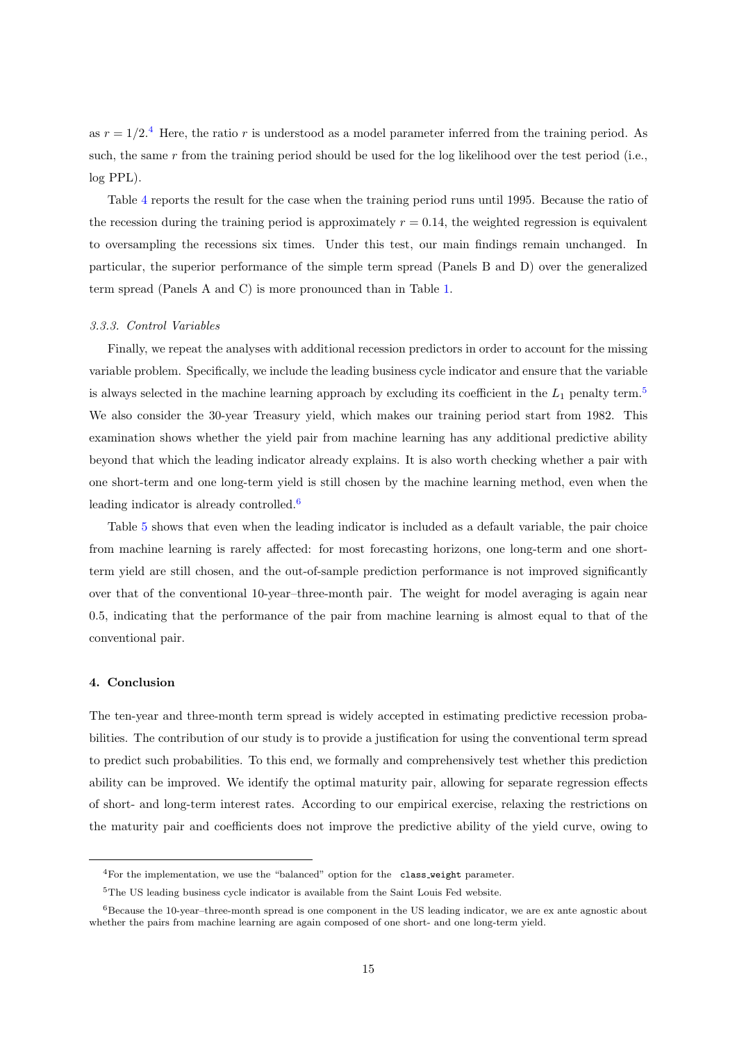as $r = 1/2$.[4] Here, the ratio $r$ is understood as a model parameter inferred from the training period. As such, the same $r$ from the training period should be used for the log likelihood over the test period (i.e., log PPL).

Table 4 reports the result for the case when the training period runs until 1995. Because the ratio of the recession during the training period is approximately $r = 0.14$, the weighted regression is equivalent to oversampling the recessions six times. Under this test, our main findings remain unchanged. In particular, the superior performance of the simple term spread (Panels B and D) over the generalized term spread (Panels A and C) is more pronounced than in Table 1.

### *3.3.3. Control Variables*

Finally, we repeat the analyses with additional recession predictors in order to account for the missing variable problem. Specifically, we include the leading business cycle indicator and ensure that the variable is always selected in the machine learning approach by excluding its coefficient in the $L_1$ penalty term.[5] We also consider the 30-year Treasury yield, which makes our training period start from 1982. This examination shows whether the yield pair from machine learning has any additional predictive ability beyond that which the leading indicator already explains. It is also worth checking whether a pair with one short-term and one long-term yield is still chosen by the machine learning method, even when the leading indicator is already controlled.[6]

Table 5 shows that even when the leading indicator is included as a default variable, the pair choice from machine learning is rarely affected: for most forecasting horizons, one long-term and one short-term yield are still chosen, and the out-of-sample prediction performance is not improved significantly over that of the conventional 10-year–three-month pair. The weight for model averaging is again near 0.5, indicating that the performance of the pair from machine learning is almost equal to that of the conventional pair.

## 4. Conclusion

The ten-year and three-month term spread is widely accepted in estimating predictive recession probabilities. The contribution of our study is to provide a justification for using the conventional term spread to predict such probabilities. To this end, we formally and comprehensively test whether this prediction ability can be improved. We identify the optimal maturity pair, allowing for separate regression effects of short- and long-term interest rates. According to our empirical exercise, relaxing the restrictions on the maturity pair and coefficients does not improve the predictive ability of the yield curve, owing to

---

[4] For the implementation, we use the "balanced" option for the `class_weight` parameter.

[5] The US leading business cycle indicator is available from the Saint Louis Fed website.

[6] Because the 10-year–three-month spread is one component in the US leading indicator, we are ex ante agnostic about whether the pairs from machine learning are again composed of one short- and one long-term yield.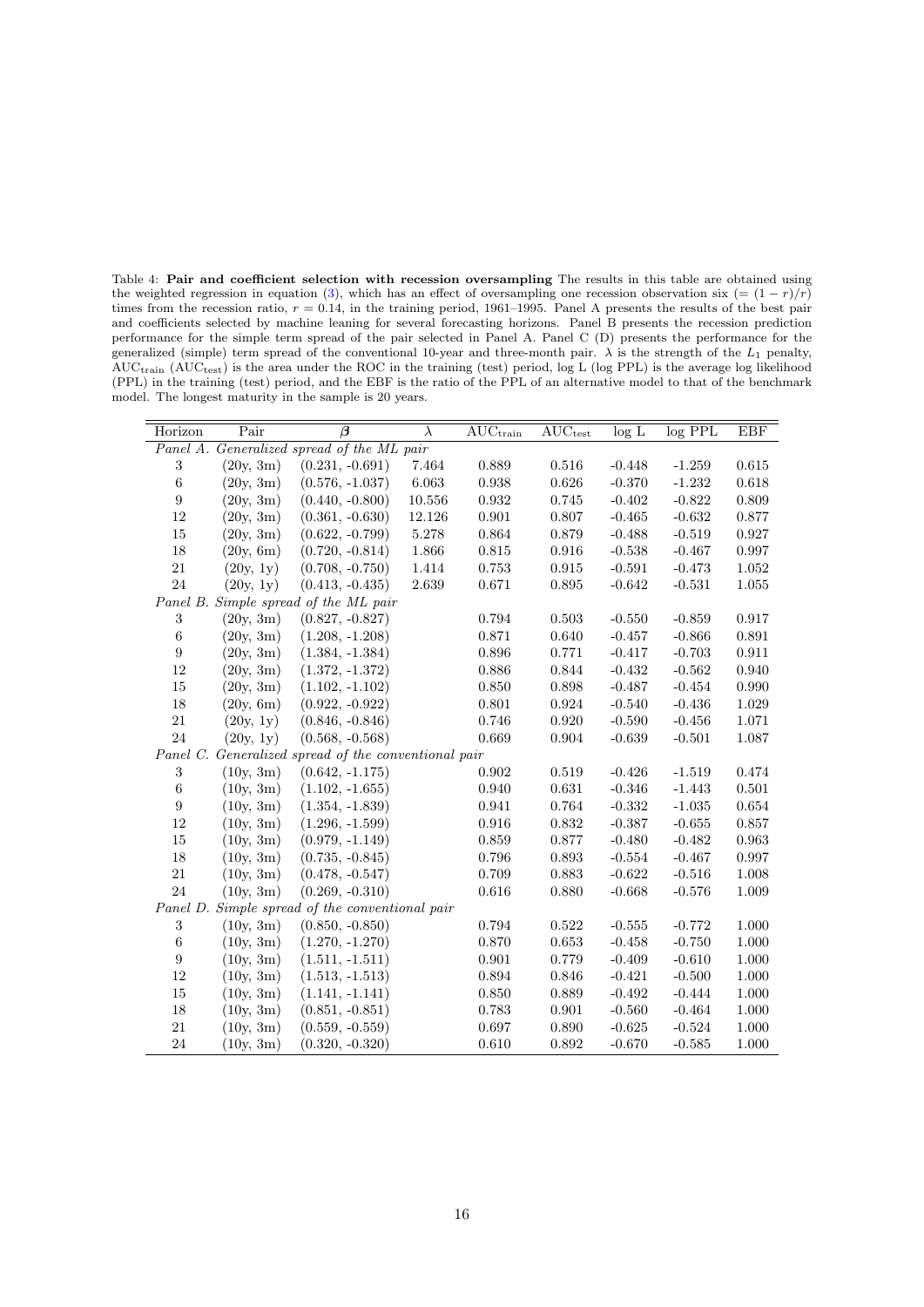Table 4: **Pair and coefficient selection with recession oversampling** The results in this table are obtained using the weighted regression in equation (3), which has an effect of oversampling one recession observation six ($= (1-r)/r$) times from the recession ratio, $r = 0.14$, in the training period, 1961–1995. Panel A presents the results of the best pair and coefficients selected by machine leaning for several forecasting horizons. Panel B presents the recession prediction performance for the simple term spread of the pair selected in Panel A. Panel C (D) presents the performance for the generalized (simple) term spread of the conventional 10-year and three-month pair. $\lambda$ is the strength of the $L_1$ penalty, $\text{AUC}_{\text{train}}$ ($\text{AUC}_{\text{test}}$) is the area under the ROC in the training (test) period, log L (log PPL) is the average log likelihood (PPL) in the training (test) period, and the EBF is the ratio of the PPL of an alternative model to that of the benchmark model. The longest maturity in the sample is 20 years.

| Horizon | Pair | $\boldsymbol{\beta}$ | $\lambda$ | $\text{AUC}_{\text{train}}$ | $\text{AUC}_{\text{test}}$ | log L | log PPL | EBF |
|---|---|---|---|---|---|---|---|---|
| *Panel A. Generalized spread of the ML pair* | | | | | | | | |
| 3 | (20y, 3m) | (0.231, -0.691) | 7.464 | 0.889 | 0.516 | -0.448 | -1.259 | 0.615 |
| 6 | (20y, 3m) | (0.576, -1.037) | 6.063 | 0.938 | 0.626 | -0.370 | -1.232 | 0.618 |
| 9 | (20y, 3m) | (0.440, -0.800) | 10.556 | 0.932 | 0.745 | -0.402 | -0.822 | 0.809 |
| 12 | (20y, 3m) | (0.361, -0.630) | 12.126 | 0.901 | 0.807 | -0.465 | -0.632 | 0.877 |
| 15 | (20y, 3m) | (0.622, -0.799) | 5.278 | 0.864 | 0.879 | -0.488 | -0.519 | 0.927 |
| 18 | (20y, 6m) | (0.720, -0.814) | 1.866 | 0.815 | 0.916 | -0.538 | -0.467 | 0.997 |
| 21 | (20y, 1y) | (0.708, -0.750) | 1.414 | 0.753 | 0.915 | -0.591 | -0.473 | 1.052 |
| 24 | (20y, 1y) | (0.413, -0.435) | 2.639 | 0.671 | 0.895 | -0.642 | -0.531 | 1.055 |
| *Panel B. Simple spread of the ML pair* | | | | | | | | |
| 3 | (20y, 3m) | (0.827, -0.827) | | 0.794 | 0.503 | -0.550 | -0.859 | 0.917 |
| 6 | (20y, 3m) | (1.208, -1.208) | | 0.871 | 0.640 | -0.457 | -0.866 | 0.891 |
| 9 | (20y, 3m) | (1.384, -1.384) | | 0.896 | 0.771 | -0.417 | -0.703 | 0.911 |
| 12 | (20y, 3m) | (1.372, -1.372) | | 0.886 | 0.844 | -0.432 | -0.562 | 0.940 |
| 15 | (20y, 3m) | (1.102, -1.102) | | 0.850 | 0.898 | -0.487 | -0.454 | 0.990 |
| 18 | (20y, 6m) | (0.922, -0.922) | | 0.801 | 0.924 | -0.540 | -0.436 | 1.029 |
| 21 | (20y, 1y) | (0.846, -0.846) | | 0.746 | 0.920 | -0.590 | -0.456 | 1.071 |
| 24 | (20y, 1y) | (0.568, -0.568) | | 0.669 | 0.904 | -0.639 | -0.501 | 1.087 |
| *Panel C. Generalized spread of the conventional pair* | | | | | | | | |
| 3 | (10y, 3m) | (0.642, -1.175) | | 0.902 | 0.519 | -0.426 | -1.519 | 0.474 |
| 6 | (10y, 3m) | (1.102, -1.655) | | 0.940 | 0.631 | -0.346 | -1.443 | 0.501 |
| 9 | (10y, 3m) | (1.354, -1.839) | | 0.941 | 0.764 | -0.332 | -1.035 | 0.654 |
| 12 | (10y, 3m) | (1.296, -1.599) | | 0.916 | 0.832 | -0.387 | -0.655 | 0.857 |
| 15 | (10y, 3m) | (0.979, -1.149) | | 0.859 | 0.877 | -0.480 | -0.482 | 0.963 |
| 18 | (10y, 3m) | (0.735, -0.845) | | 0.796 | 0.893 | -0.554 | -0.467 | 0.997 |
| 21 | (10y, 3m) | (0.478, -0.547) | | 0.709 | 0.883 | -0.622 | -0.516 | 1.008 |
| 24 | (10y, 3m) | (0.269, -0.310) | | 0.616 | 0.880 | -0.668 | -0.576 | 1.009 |
| *Panel D. Simple spread of the conventional pair* | | | | | | | | |
| 3 | (10y, 3m) | (0.850, -0.850) | | 0.794 | 0.522 | -0.555 | -0.772 | 1.000 |
| 6 | (10y, 3m) | (1.270, -1.270) | | 0.870 | 0.653 | -0.458 | -0.750 | 1.000 |
| 9 | (10y, 3m) | (1.511, -1.511) | | 0.901 | 0.779 | -0.409 | -0.610 | 1.000 |
| 12 | (10y, 3m) | (1.513, -1.513) | | 0.894 | 0.846 | -0.421 | -0.500 | 1.000 |
| 15 | (10y, 3m) | (1.141, -1.141) | | 0.850 | 0.889 | -0.492 | -0.444 | 1.000 |
| 18 | (10y, 3m) | (0.851, -0.851) | | 0.783 | 0.901 | -0.560 | -0.464 | 1.000 |
| 21 | (10y, 3m) | (0.559, -0.559) | | 0.697 | 0.890 | -0.625 | -0.524 | 1.000 |
| 24 | (10y, 3m) | (0.320, -0.320) | | 0.610 | 0.892 | -0.670 | -0.585 | 1.000 |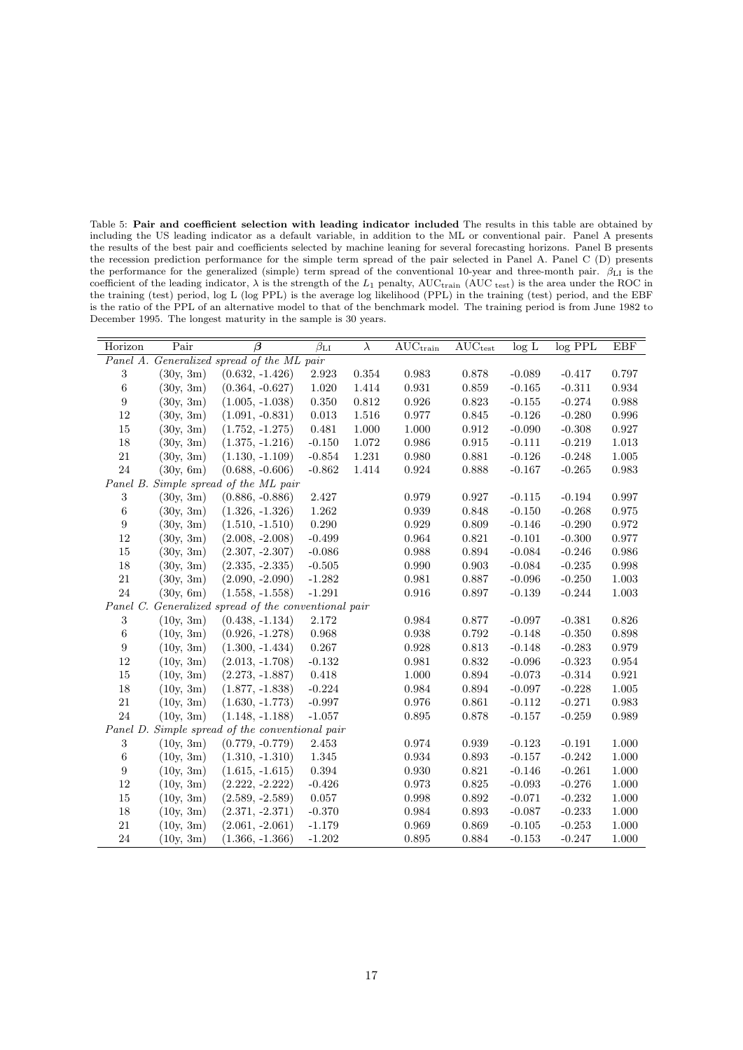Table 5: **Pair and coefficient selection with leading indicator included** The results in this table are obtained by including the US leading indicator as a default variable, in addition to the ML or conventional pair. Panel A presents the results of the best pair and coefficients selected by machine leaning for several forecasting horizons. Panel B presents the recession prediction performance for the simple term spread of the pair selected in Panel A. Panel C (D) presents the performance for the generalized (simple) term spread of the conventional 10-year and three-month pair. $\beta_{\text{LI}}$ is the coefficient of the leading indicator, $\lambda$ is the strength of the $L_1$ penalty, $\text{AUC}_{\text{train}}$ ($\text{AUC}_{\text{test}}$) is the area under the ROC in the training (test) period, log L (log PPL) is the average log likelihood (PPL) in the training (test) period, and the EBF is the ratio of the PPL of an alternative model to that of the benchmark model. The training period is from June 1982 to December 1995. The longest maturity in the sample is 30 years.

| Horizon | Pair | $\boldsymbol{\beta}$ | $\beta_{\text{LI}}$ | $\lambda$ | $\text{AUC}_{\text{train}}$ | $\text{AUC}_{\text{test}}$ | log L | log PPL | EBF |
|---|---|---|---|---|---|---|---|---|---|
| *Panel A. Generalized spread of the ML pair* | | | | | | | | | |
| 3 | (30y, 3m) | (0.632, -1.426) | 2.923 | 0.354 | 0.983 | 0.878 | -0.089 | -0.417 | 0.797 |
| 6 | (30y, 3m) | (0.364, -0.627) | 1.020 | 1.414 | 0.931 | 0.859 | -0.165 | -0.311 | 0.934 |
| 9 | (30y, 3m) | (1.005, -1.038) | 0.350 | 0.812 | 0.926 | 0.823 | -0.155 | -0.274 | 0.988 |
| 12 | (30y, 3m) | (1.091, -0.831) | 0.013 | 1.516 | 0.977 | 0.845 | -0.126 | -0.280 | 0.996 |
| 15 | (30y, 3m) | (1.752, -1.275) | 0.481 | 1.000 | 1.000 | 0.912 | -0.090 | -0.308 | 0.927 |
| 18 | (30y, 3m) | (1.375, -1.216) | -0.150 | 1.072 | 0.986 | 0.915 | -0.111 | -0.219 | 1.013 |
| 21 | (30y, 3m) | (1.130, -1.109) | -0.854 | 1.231 | 0.980 | 0.881 | -0.126 | -0.248 | 1.005 |
| 24 | (30y, 6m) | (0.688, -0.606) | -0.862 | 1.414 | 0.924 | 0.888 | -0.167 | -0.265 | 0.983 |
| *Panel B. Simple spread of the ML pair* | | | | | | | | | |
| 3 | (30y, 3m) | (0.886, -0.886) | 2.427 | | 0.979 | 0.927 | -0.115 | -0.194 | 0.997 |
| 6 | (30y, 3m) | (1.326, -1.326) | 1.262 | | 0.939 | 0.848 | -0.150 | -0.268 | 0.975 |
| 9 | (30y, 3m) | (1.510, -1.510) | 0.290 | | 0.929 | 0.809 | -0.146 | -0.290 | 0.972 |
| 12 | (30y, 3m) | (2.008, -2.008) | -0.499 | | 0.964 | 0.821 | -0.101 | -0.300 | 0.977 |
| 15 | (30y, 3m) | (2.307, -2.307) | -0.086 | | 0.988 | 0.894 | -0.084 | -0.246 | 0.986 |
| 18 | (30y, 3m) | (2.335, -2.335) | -0.505 | | 0.990 | 0.903 | -0.084 | -0.235 | 0.998 |
| 21 | (30y, 3m) | (2.090, -2.090) | -1.282 | | 0.981 | 0.887 | -0.096 | -0.250 | 1.003 |
| 24 | (30y, 6m) | (1.558, -1.558) | -1.291 | | 0.916 | 0.897 | -0.139 | -0.244 | 1.003 |
| *Panel C. Generalized spread of the conventional pair* | | | | | | | | | |
| 3 | (10y, 3m) | (0.438, -1.134) | 2.172 | | 0.984 | 0.877 | -0.097 | -0.381 | 0.826 |
| 6 | (10y, 3m) | (0.926, -1.278) | 0.968 | | 0.938 | 0.792 | -0.148 | -0.350 | 0.898 |
| 9 | (10y, 3m) | (1.300, -1.434) | 0.267 | | 0.928 | 0.813 | -0.148 | -0.283 | 0.979 |
| 12 | (10y, 3m) | (2.013, -1.708) | -0.132 | | 0.981 | 0.832 | -0.096 | -0.323 | 0.954 |
| 15 | (10y, 3m) | (2.273, -1.887) | 0.418 | | 1.000 | 0.894 | -0.073 | -0.314 | 0.921 |
| 18 | (10y, 3m) | (1.877, -1.838) | -0.224 | | 0.984 | 0.894 | -0.097 | -0.228 | 1.005 |
| 21 | (10y, 3m) | (1.630, -1.773) | -0.997 | | 0.976 | 0.861 | -0.112 | -0.271 | 0.983 |
| 24 | (10y, 3m) | (1.148, -1.188) | -1.057 | | 0.895 | 0.878 | -0.157 | -0.259 | 0.989 |
| *Panel D. Simple spread of the conventional pair* | | | | | | | | | |
| 3 | (10y, 3m) | (0.779, -0.779) | 2.453 | | 0.974 | 0.939 | -0.123 | -0.191 | 1.000 |
| 6 | (10y, 3m) | (1.310, -1.310) | 1.345 | | 0.934 | 0.893 | -0.157 | -0.242 | 1.000 |
| 9 | (10y, 3m) | (1.615, -1.615) | 0.394 | | 0.930 | 0.821 | -0.146 | -0.261 | 1.000 |
| 12 | (10y, 3m) | (2.222, -2.222) | -0.426 | | 0.973 | 0.825 | -0.093 | -0.276 | 1.000 |
| 15 | (10y, 3m) | (2.589, -2.589) | 0.057 | | 0.998 | 0.892 | -0.071 | -0.232 | 1.000 |
| 18 | (10y, 3m) | (2.371, -2.371) | -0.370 | | 0.984 | 0.893 | -0.087 | -0.233 | 1.000 |
| 21 | (10y, 3m) | (2.061, -2.061) | -1.179 | | 0.969 | 0.869 | -0.105 | -0.253 | 1.000 |
| 24 | (10y, 3m) | (1.366, -1.366) | -1.202 | | 0.895 | 0.884 | -0.153 | -0.247 | 1.000 |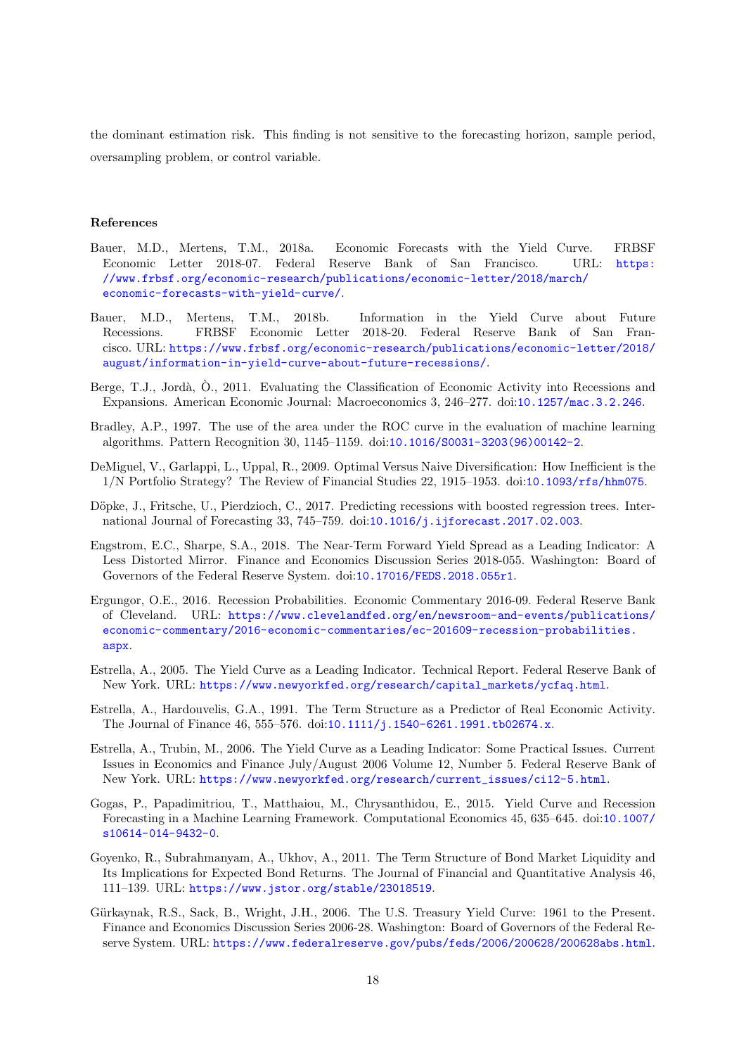the dominant estimation risk. This finding is not sensitive to the forecasting horizon, sample period, oversampling problem, or control variable.

## References

Bauer, M.D., Mertens, T.M., 2018a. Economic Forecasts with the Yield Curve. FRBSF Economic Letter 2018-07. Federal Reserve Bank of San Francisco. URL: https://www.frbsf.org/economic-research/publications/economic-letter/2018/march/economic-forecasts-with-yield-curve/.

Bauer, M.D., Mertens, T.M., 2018b. Information in the Yield Curve about Future Recessions. FRBSF Economic Letter 2018-20. Federal Reserve Bank of San Francisco. URL: https://www.frbsf.org/economic-research/publications/economic-letter/2018/august/information-in-yield-curve-about-future-recessions/.

Berge, T.J., Jordà, Ò., 2011. Evaluating the Classification of Economic Activity into Recessions and Expansions. American Economic Journal: Macroeconomics 3, 246–277. doi:10.1257/mac.3.2.246.

Bradley, A.P., 1997. The use of the area under the ROC curve in the evaluation of machine learning algorithms. Pattern Recognition 30, 1145–1159. doi:10.1016/S0031-3203(96)00142-2.

DeMiguel, V., Garlappi, L., Uppal, R., 2009. Optimal Versus Naive Diversification: How Inefficient is the 1/N Portfolio Strategy? The Review of Financial Studies 22, 1915–1953. doi:10.1093/rfs/hhm075.

Döpke, J., Fritsche, U., Pierdzioch, C., 2017. Predicting recessions with boosted regression trees. International Journal of Forecasting 33, 745–759. doi:10.1016/j.ijforecast.2017.02.003.

Engstrom, E.C., Sharpe, S.A., 2018. The Near-Term Forward Yield Spread as a Leading Indicator: A Less Distorted Mirror. Finance and Economics Discussion Series 2018-055. Washington: Board of Governors of the Federal Reserve System. doi:10.17016/FEDS.2018.055r1.

Ergungor, O.E., 2016. Recession Probabilities. Economic Commentary 2016-09. Federal Reserve Bank of Cleveland. URL: https://www.clevelandfed.org/en/newsroom-and-events/publications/economic-commentary/2016-economic-commentaries/ec-201609-recession-probabilities.aspx.

Estrella, A., 2005. The Yield Curve as a Leading Indicator. Technical Report. Federal Reserve Bank of New York. URL: https://www.newyorkfed.org/research/capital_markets/ycfaq.html.

Estrella, A., Hardouvelis, G.A., 1991. The Term Structure as a Predictor of Real Economic Activity. The Journal of Finance 46, 555–576. doi:10.1111/j.1540-6261.1991.tb02674.x.

Estrella, A., Trubin, M., 2006. The Yield Curve as a Leading Indicator: Some Practical Issues. Current Issues in Economics and Finance July/August 2006 Volume 12, Number 5. Federal Reserve Bank of New York. URL: https://www.newyorkfed.org/research/current_issues/ci12-5.html.

Gogas, P., Papadimitriou, T., Matthaiou, M., Chrysanthidou, E., 2015. Yield Curve and Recession Forecasting in a Machine Learning Framework. Computational Economics 45, 635–645. doi:10.1007/s10614-014-9432-0.

Goyenko, R., Subrahmanyam, A., Ukhov, A., 2011. The Term Structure of Bond Market Liquidity and Its Implications for Expected Bond Returns. The Journal of Financial and Quantitative Analysis 46, 111–139. URL: https://www.jstor.org/stable/23018519.

Gürkaynak, R.S., Sack, B., Wright, J.H., 2006. The U.S. Treasury Yield Curve: 1961 to the Present. Finance and Economics Discussion Series 2006-28. Washington: Board of Governors of the Federal Reserve System. URL: https://www.federalreserve.gov/pubs/feds/2006/200628/200628abs.html.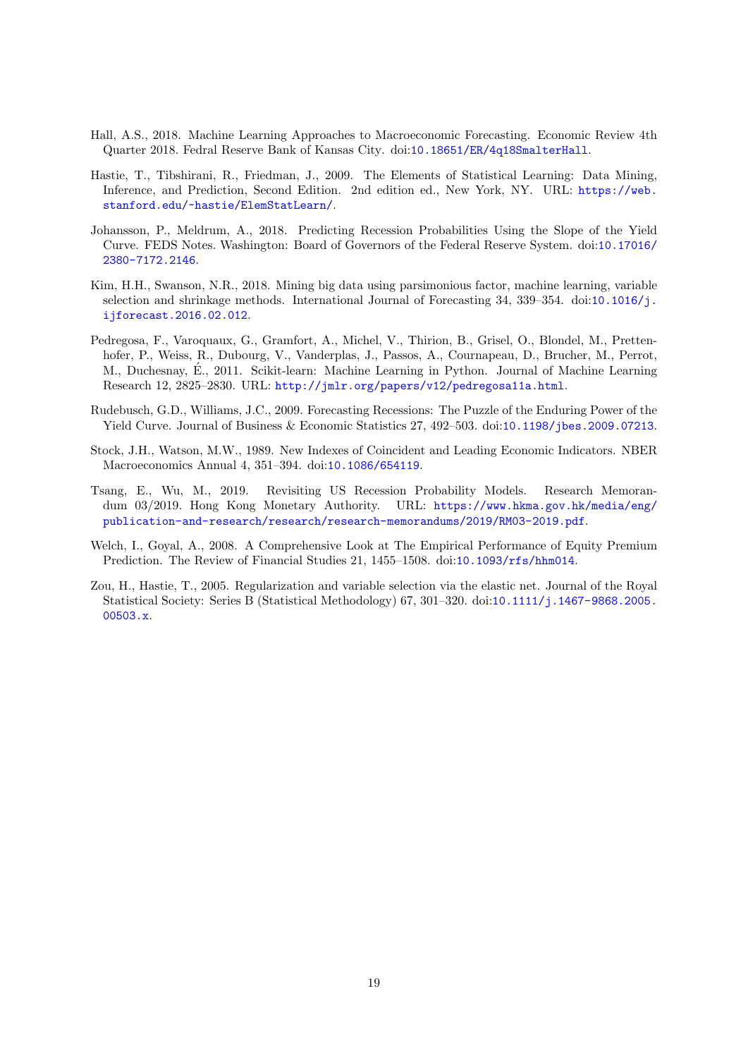Hall, A.S., 2018. Machine Learning Approaches to Macroeconomic Forecasting. Economic Review 4th Quarter 2018. Fedral Reserve Bank of Kansas City. doi:10.18651/ER/4q18SmalterHall.

Hastie, T., Tibshirani, R., Friedman, J., 2009. The Elements of Statistical Learning: Data Mining, Inference, and Prediction, Second Edition. 2nd edition ed., New York, NY. URL: https://web.stanford.edu/~hastie/ElemStatLearn/.

Johansson, P., Meldrum, A., 2018. Predicting Recession Probabilities Using the Slope of the Yield Curve. FEDS Notes. Washington: Board of Governors of the Federal Reserve System. doi:10.17016/2380-7172.2146.

Kim, H.H., Swanson, N.R., 2018. Mining big data using parsimonious factor, machine learning, variable selection and shrinkage methods. International Journal of Forecasting 34, 339–354. doi:10.1016/j.ijforecast.2016.02.012.

Pedregosa, F., Varoquaux, G., Gramfort, A., Michel, V., Thirion, B., Grisel, O., Blondel, M., Prettenhofer, P., Weiss, R., Dubourg, V., Vanderplas, J., Passos, A., Cournapeau, D., Brucher, M., Perrot, M., Duchesnay, É., 2011. Scikit-learn: Machine Learning in Python. Journal of Machine Learning Research 12, 2825–2830. URL: http://jmlr.org/papers/v12/pedregosa11a.html.

Rudebusch, G.D., Williams, J.C., 2009. Forecasting Recessions: The Puzzle of the Enduring Power of the Yield Curve. Journal of Business & Economic Statistics 27, 492–503. doi:10.1198/jbes.2009.07213.

Stock, J.H., Watson, M.W., 1989. New Indexes of Coincident and Leading Economic Indicators. NBER Macroeconomics Annual 4, 351–394. doi:10.1086/654119.

Tsang, E., Wu, M., 2019. Revisiting US Recession Probability Models. Research Memorandum 03/2019. Hong Kong Monetary Authority. URL: https://www.hkma.gov.hk/media/eng/publication-and-research/research/research-memorandums/2019/RM03-2019.pdf.

Welch, I., Goyal, A., 2008. A Comprehensive Look at The Empirical Performance of Equity Premium Prediction. The Review of Financial Studies 21, 1455–1508. doi:10.1093/rfs/hhm014.

Zou, H., Hastie, T., 2005. Regularization and variable selection via the elastic net. Journal of the Royal Statistical Society: Series B (Statistical Methodology) 67, 301–320. doi:10.1111/j.1467-9868.2005.00503.x.